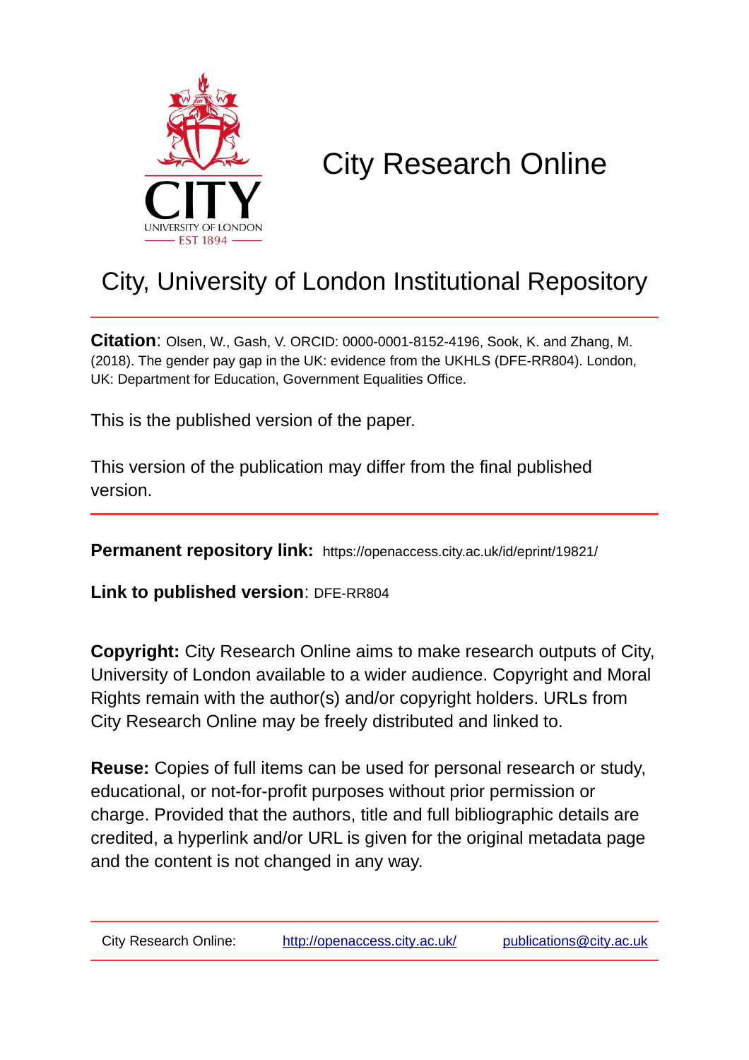# City Research Online

## City, University of London Institutional Repository

**Citation**: Olsen, W., Gash, V. ORCID: 0000-0001-8152-4196, Sook, K. and Zhang, M. (2018). The gender pay gap in the UK: evidence from the UKHLS (DFE-RR804). London, UK: Department for Education, Government Equalities Office.

This is the published version of the paper.

This version of the publication may differ from the final published version.

**Permanent repository link:** https://openaccess.city.ac.uk/id/eprint/19821/

**Link to published version**: DFE-RR804

**Copyright:** City Research Online aims to make research outputs of City, University of London available to a wider audience. Copyright and Moral Rights remain with the author(s) and/or copyright holders. URLs from City Research Online may be freely distributed and linked to.

**Reuse:** Copies of full items can be used for personal research or study, educational, or not-for-profit purposes without prior permission or charge. Provided that the authors, title and full bibliographic details are credited, a hyperlink and/or URL is given for the original metadata page and the content is not changed in any way.

City Research Online: http://openaccess.city.ac.uk/ publications@city.ac.uk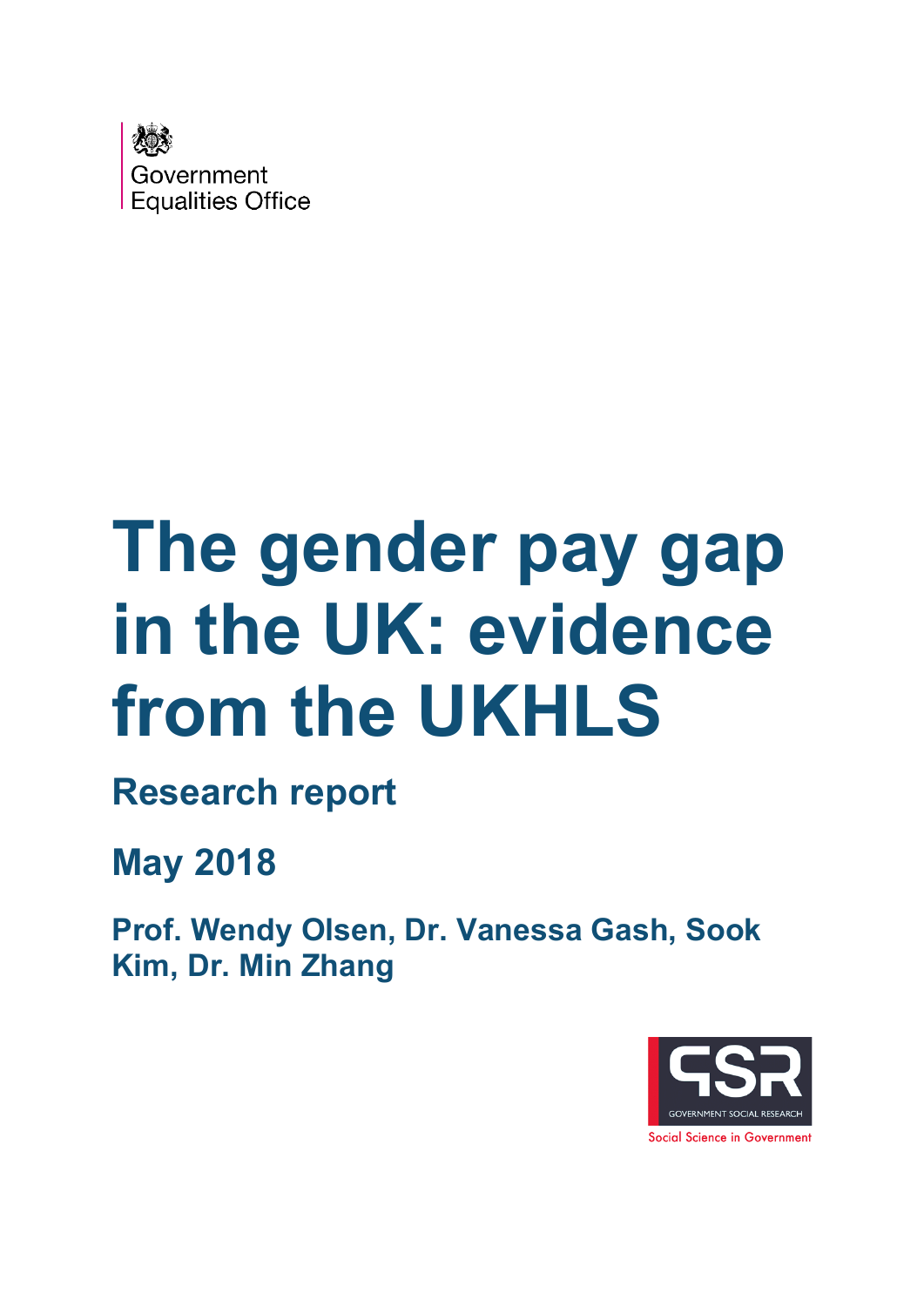Government Equalities Office

# The gender pay gap in the UK: evidence from the UKHLS

## Research report

## May 2018

### Prof. Wendy Olsen, Dr. Vanessa Gash, Sook Kim, Dr. Min Zhang

GSR
GOVERNMENT SOCIAL RESEARCH
Social Science in Government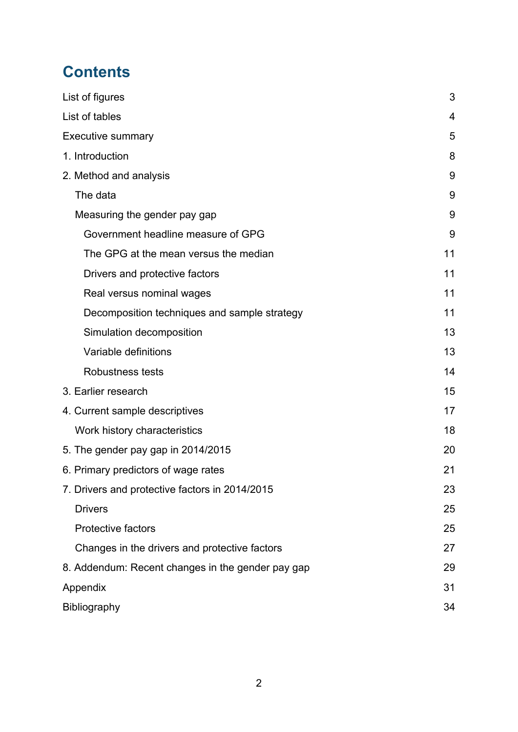# Contents

| | |
|---|---|
| List of figures | 3 |
| List of tables | 4 |
| Executive summary | 5 |
| 1. Introduction | 8 |
| 2. Method and analysis | 9 |
| The data | 9 |
| Measuring the gender pay gap | 9 |
| Government headline measure of GPG | 9 |
| The GPG at the mean versus the median | 11 |
| Drivers and protective factors | 11 |
| Real versus nominal wages | 11 |
| Decomposition techniques and sample strategy | 11 |
| Simulation decomposition | 13 |
| Variable definitions | 13 |
| Robustness tests | 14 |
| 3. Earlier research | 15 |
| 4. Current sample descriptives | 17 |
| Work history characteristics | 18 |
| 5. The gender pay gap in 2014/2015 | 20 |
| 6. Primary predictors of wage rates | 21 |
| 7. Drivers and protective factors in 2014/2015 | 23 |
| Drivers | 25 |
| Protective factors | 25 |
| Changes in the drivers and protective factors | 27 |
| 8. Addendum: Recent changes in the gender pay gap | 29 |
| Appendix | 31 |
| Bibliography | 34 |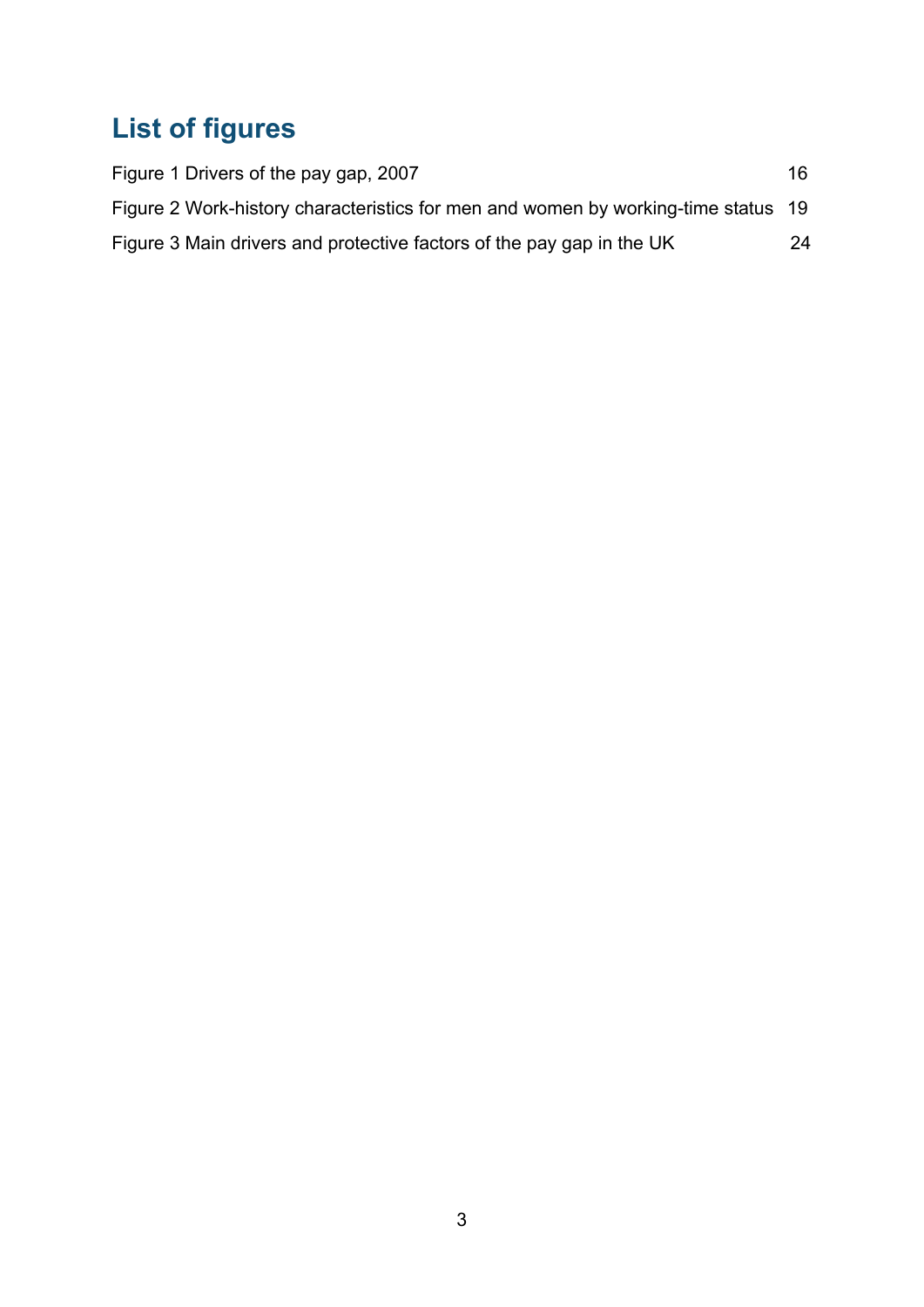# List of figures

Figure 1 Drivers of the pay gap, 2007 16

Figure 2 Work-history characteristics for men and women by working-time status 19

Figure 3 Main drivers and protective factors of the pay gap in the UK 24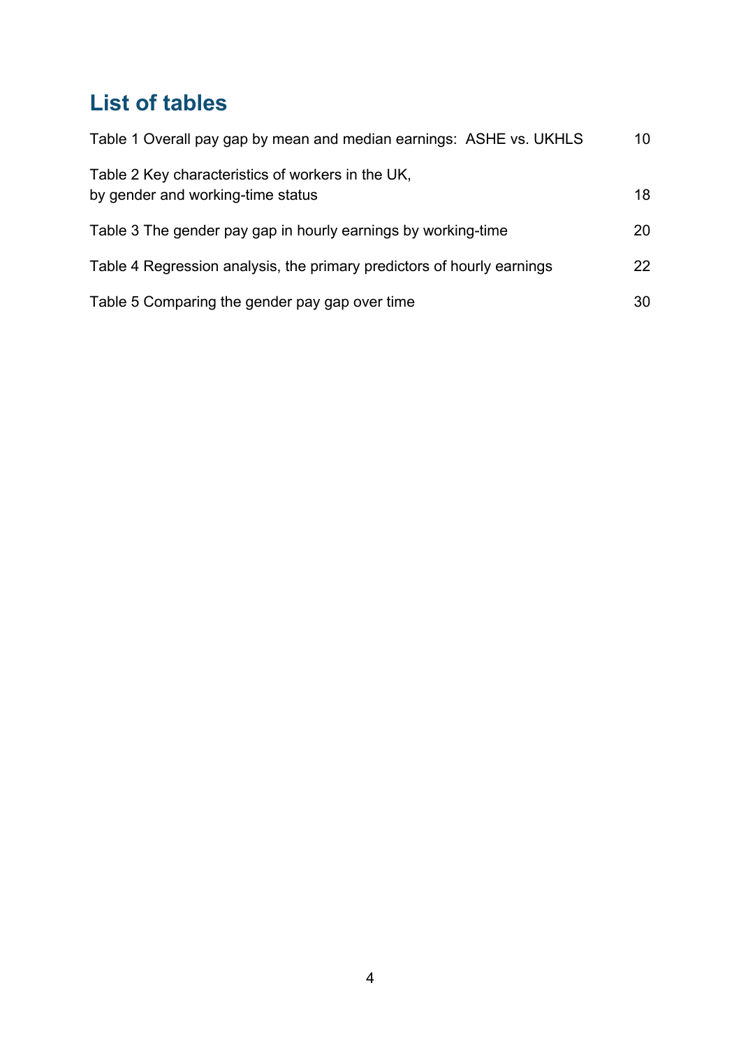## List of tables

Table 1 Overall pay gap by mean and median earnings: ASHE vs. UKHLS 10

Table 2 Key characteristics of workers in the UK, by gender and working-time status 18

Table 3 The gender pay gap in hourly earnings by working-time 20

Table 4 Regression analysis, the primary predictors of hourly earnings 22

Table 5 Comparing the gender pay gap over time 30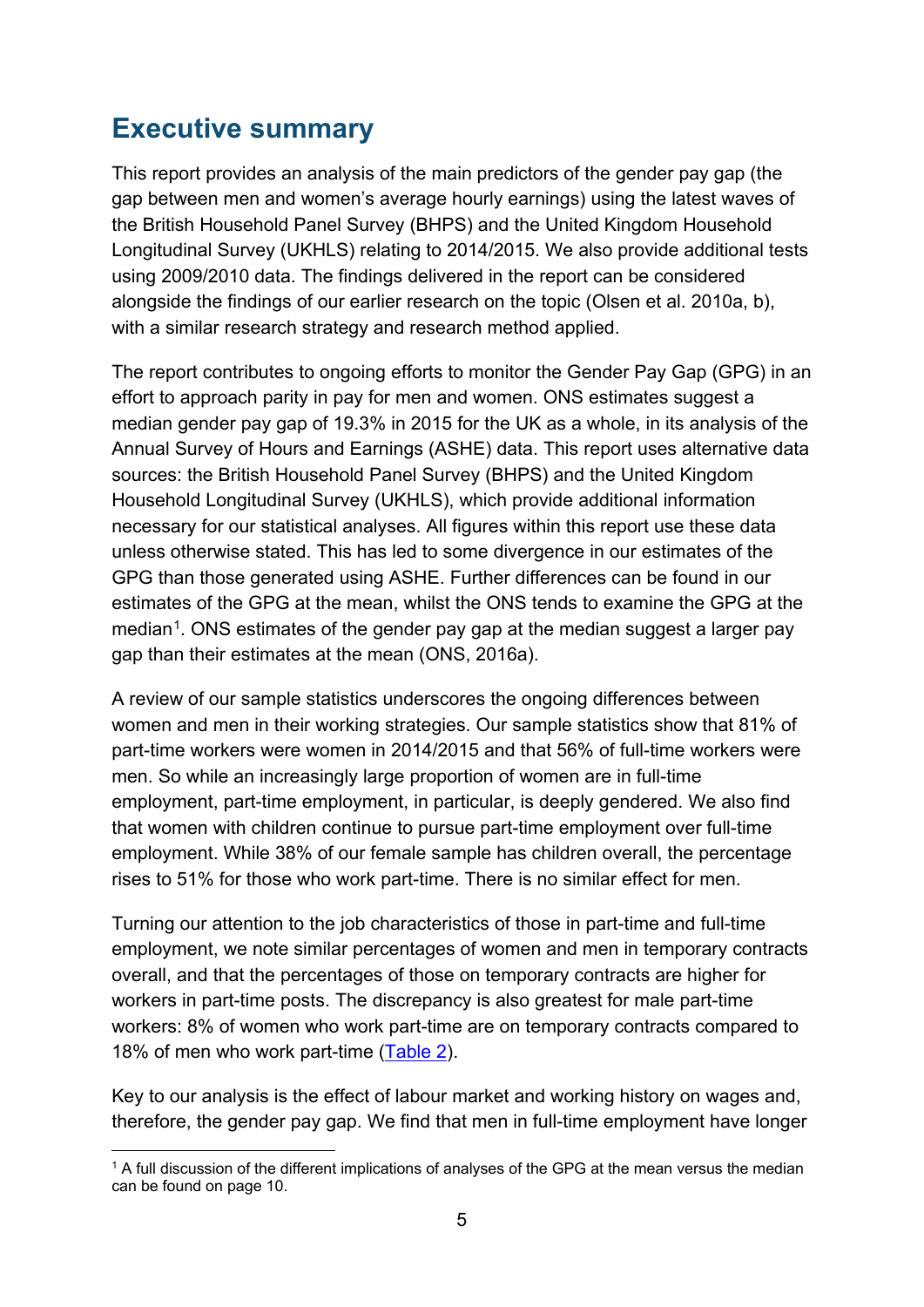## Executive summary

This report provides an analysis of the main predictors of the gender pay gap (the gap between men and women's average hourly earnings) using the latest waves of the British Household Panel Survey (BHPS) and the United Kingdom Household Longitudinal Survey (UKHLS) relating to 2014/2015. We also provide additional tests using 2009/2010 data. The findings delivered in the report can be considered alongside the findings of our earlier research on the topic (Olsen et al. 2010a, b), with a similar research strategy and research method applied.

The report contributes to ongoing efforts to monitor the Gender Pay Gap (GPG) in an effort to approach parity in pay for men and women. ONS estimates suggest a median gender pay gap of 19.3% in 2015 for the UK as a whole, in its analysis of the Annual Survey of Hours and Earnings (ASHE) data. This report uses alternative data sources: the British Household Panel Survey (BHPS) and the United Kingdom Household Longitudinal Survey (UKHLS), which provide additional information necessary for our statistical analyses. All figures within this report use these data unless otherwise stated. This has led to some divergence in our estimates of the GPG than those generated using ASHE. Further differences can be found in our estimates of the GPG at the mean, whilst the ONS tends to examine the GPG at the median[1]. ONS estimates of the gender pay gap at the median suggest a larger pay gap than their estimates at the mean (ONS, 2016a).

A review of our sample statistics underscores the ongoing differences between women and men in their working strategies. Our sample statistics show that 81% of part-time workers were women in 2014/2015 and that 56% of full-time workers were men. So while an increasingly large proportion of women are in full-time employment, part-time employment, in particular, is deeply gendered. We also find that women with children continue to pursue part-time employment over full-time employment. While 38% of our female sample has children overall, the percentage rises to 51% for those who work part-time. There is no similar effect for men.

Turning our attention to the job characteristics of those in part-time and full-time employment, we note similar percentages of women and men in temporary contracts overall, and that the percentages of those on temporary contracts are higher for workers in part-time posts. The discrepancy is also greatest for male part-time workers: 8% of women who work part-time are on temporary contracts compared to 18% of men who work part-time (Table 2).

Key to our analysis is the effect of labour market and working history on wages and, therefore, the gender pay gap. We find that men in full-time employment have longer

[1] A full discussion of the different implications of analyses of the GPG at the mean versus the median can be found on page 10.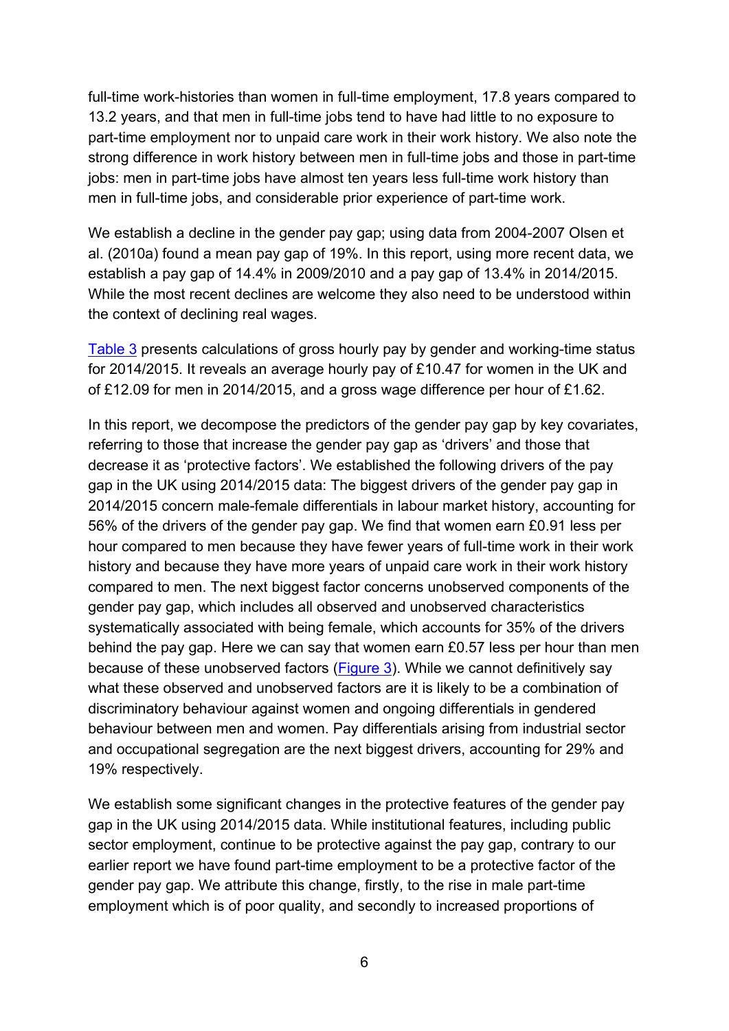full-time work-histories than women in full-time employment, 17.8 years compared to 13.2 years, and that men in full-time jobs tend to have had little to no exposure to part-time employment nor to unpaid care work in their work history. We also note the strong difference in work history between men in full-time jobs and those in part-time jobs: men in part-time jobs have almost ten years less full-time work history than men in full-time jobs, and considerable prior experience of part-time work.

We establish a decline in the gender pay gap; using data from 2004-2007 Olsen et al. (2010a) found a mean pay gap of 19%. In this report, using more recent data, we establish a pay gap of 14.4% in 2009/2010 and a pay gap of 13.4% in 2014/2015. While the most recent declines are welcome they also need to be understood within the context of declining real wages.

Table 3 presents calculations of gross hourly pay by gender and working-time status for 2014/2015. It reveals an average hourly pay of £10.47 for women in the UK and of £12.09 for men in 2014/2015, and a gross wage difference per hour of £1.62.

In this report, we decompose the predictors of the gender pay gap by key covariates, referring to those that increase the gender pay gap as 'drivers' and those that decrease it as 'protective factors'. We established the following drivers of the pay gap in the UK using 2014/2015 data: The biggest drivers of the gender pay gap in 2014/2015 concern male-female differentials in labour market history, accounting for 56% of the drivers of the gender pay gap. We find that women earn £0.91 less per hour compared to men because they have fewer years of full-time work in their work history and because they have more years of unpaid care work in their work history compared to men. The next biggest factor concerns unobserved components of the gender pay gap, which includes all observed and unobserved characteristics systematically associated with being female, which accounts for 35% of the drivers behind the pay gap. Here we can say that women earn £0.57 less per hour than men because of these unobserved factors (Figure 3). While we cannot definitively say what these observed and unobserved factors are it is likely to be a combination of discriminatory behaviour against women and ongoing differentials in gendered behaviour between men and women. Pay differentials arising from industrial sector and occupational segregation are the next biggest drivers, accounting for 29% and 19% respectively.

We establish some significant changes in the protective features of the gender pay gap in the UK using 2014/2015 data. While institutional features, including public sector employment, continue to be protective against the pay gap, contrary to our earlier report we have found part-time employment to be a protective factor of the gender pay gap. We attribute this change, firstly, to the rise in male part-time employment which is of poor quality, and secondly to increased proportions of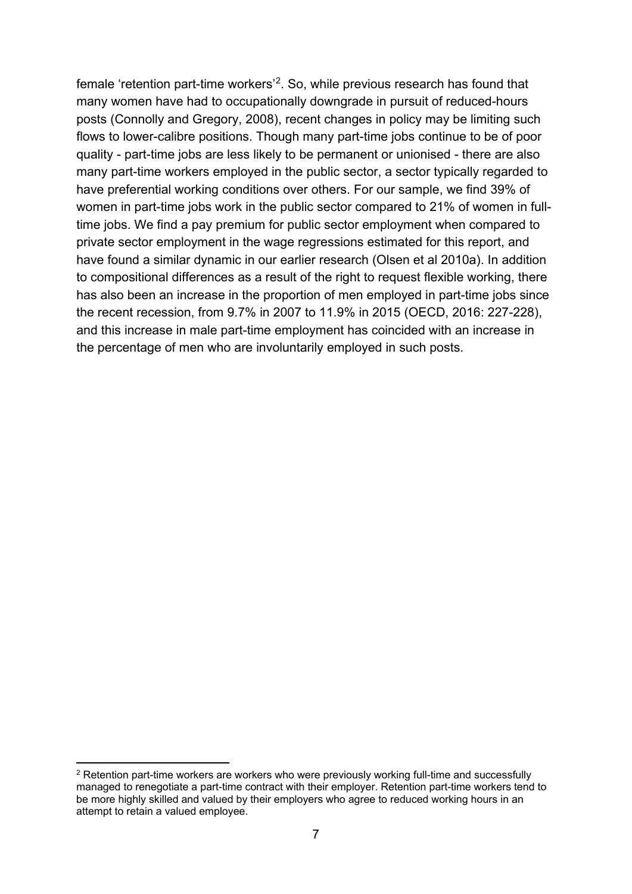female 'retention part-time workers'[2]. So, while previous research has found that many women have had to occupationally downgrade in pursuit of reduced-hours posts (Connolly and Gregory, 2008), recent changes in policy may be limiting such flows to lower-calibre positions. Though many part-time jobs continue to be of poor quality - part-time jobs are less likely to be permanent or unionised - there are also many part-time workers employed in the public sector, a sector typically regarded to have preferential working conditions over others. For our sample, we find 39% of women in part-time jobs work in the public sector compared to 21% of women in full-time jobs. We find a pay premium for public sector employment when compared to private sector employment in the wage regressions estimated for this report, and have found a similar dynamic in our earlier research (Olsen et al 2010a). In addition to compositional differences as a result of the right to request flexible working, there has also been an increase in the proportion of men employed in part-time jobs since the recent recession, from 9.7% in 2007 to 11.9% in 2015 (OECD, 2016: 227-228), and this increase in male part-time employment has coincided with an increase in the percentage of men who are involuntarily employed in such posts.

[2] Retention part-time workers are workers who were previously working full-time and successfully managed to renegotiate a part-time contract with their employer. Retention part-time workers tend to be more highly skilled and valued by their employers who agree to reduced working hours in an attempt to retain a valued employee.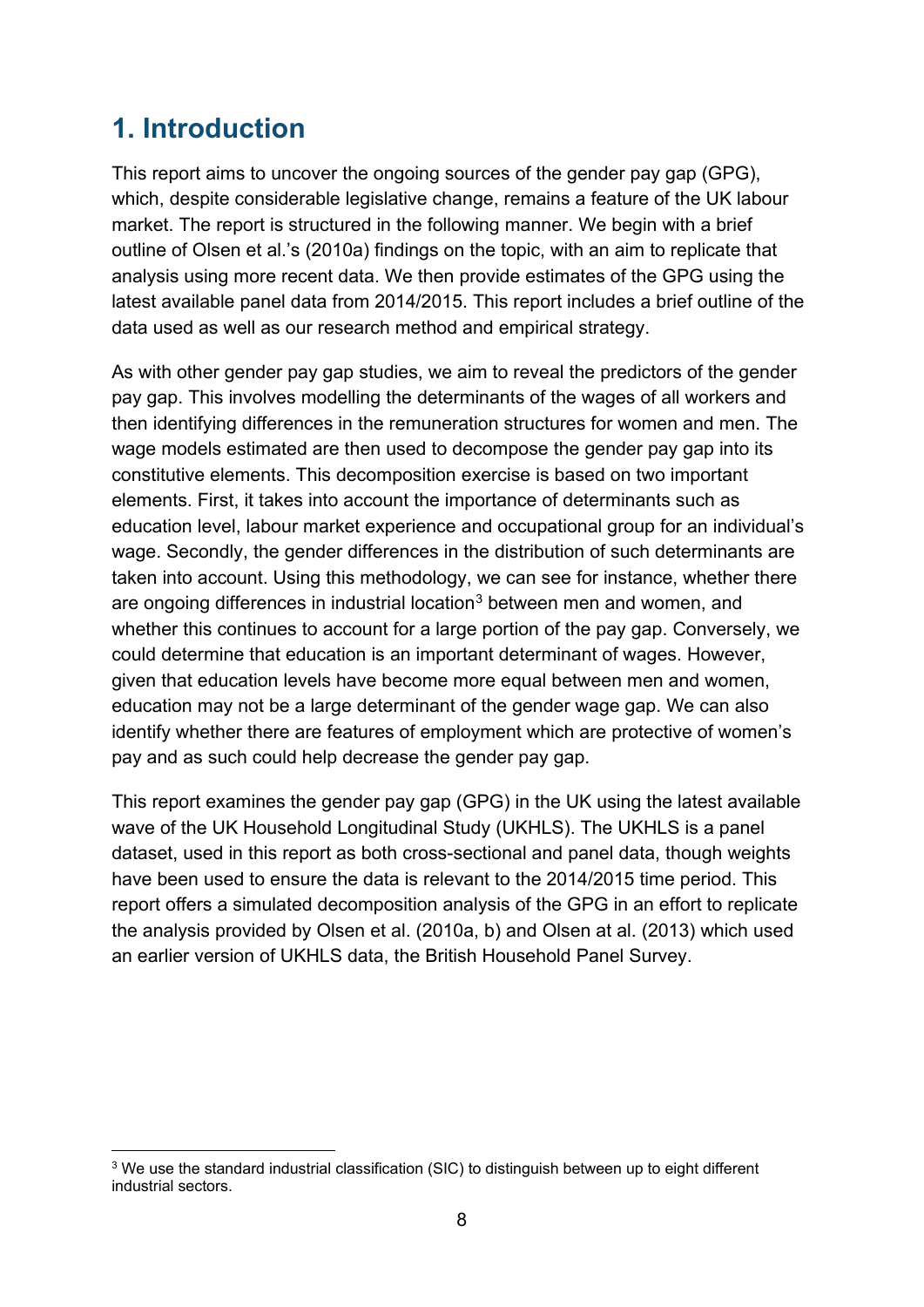# 1. Introduction

This report aims to uncover the ongoing sources of the gender pay gap (GPG), which, despite considerable legislative change, remains a feature of the UK labour market. The report is structured in the following manner. We begin with a brief outline of Olsen et al.'s (2010a) findings on the topic, with an aim to replicate that analysis using more recent data. We then provide estimates of the GPG using the latest available panel data from 2014/2015. This report includes a brief outline of the data used as well as our research method and empirical strategy.

As with other gender pay gap studies, we aim to reveal the predictors of the gender pay gap. This involves modelling the determinants of the wages of all workers and then identifying differences in the remuneration structures for women and men. The wage models estimated are then used to decompose the gender pay gap into its constitutive elements. This decomposition exercise is based on two important elements. First, it takes into account the importance of determinants such as education level, labour market experience and occupational group for an individual's wage. Secondly, the gender differences in the distribution of such determinants are taken into account. Using this methodology, we can see for instance, whether there are ongoing differences in industrial location[3] between men and women, and whether this continues to account for a large portion of the pay gap. Conversely, we could determine that education is an important determinant of wages. However, given that education levels have become more equal between men and women, education may not be a large determinant of the gender wage gap. We can also identify whether there are features of employment which are protective of women's pay and as such could help decrease the gender pay gap.

This report examines the gender pay gap (GPG) in the UK using the latest available wave of the UK Household Longitudinal Study (UKHLS). The UKHLS is a panel dataset, used in this report as both cross-sectional and panel data, though weights have been used to ensure the data is relevant to the 2014/2015 time period. This report offers a simulated decomposition analysis of the GPG in an effort to replicate the analysis provided by Olsen et al. (2010a, b) and Olsen at al. (2013) which used an earlier version of UKHLS data, the British Household Panel Survey.

[3] We use the standard industrial classification (SIC) to distinguish between up to eight different industrial sectors.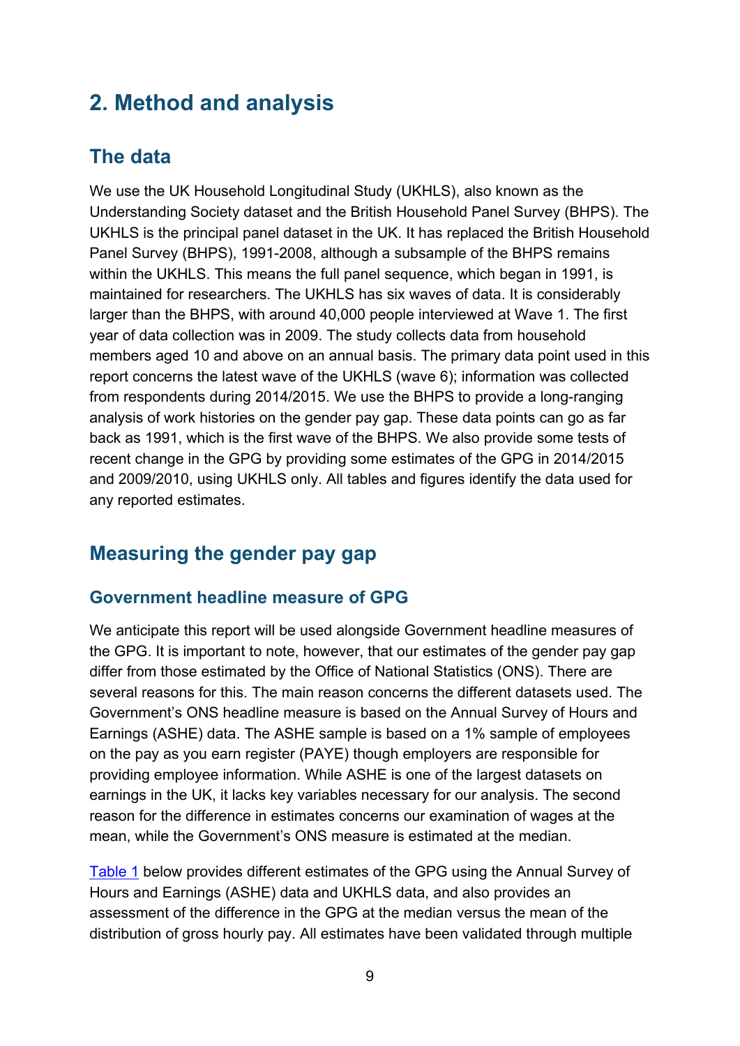# 2. Method and analysis

## The data

We use the UK Household Longitudinal Study (UKHLS), also known as the Understanding Society dataset and the British Household Panel Survey (BHPS). The UKHLS is the principal panel dataset in the UK. It has replaced the British Household Panel Survey (BHPS), 1991-2008, although a subsample of the BHPS remains within the UKHLS. This means the full panel sequence, which began in 1991, is maintained for researchers. The UKHLS has six waves of data. It is considerably larger than the BHPS, with around 40,000 people interviewed at Wave 1. The first year of data collection was in 2009. The study collects data from household members aged 10 and above on an annual basis. The primary data point used in this report concerns the latest wave of the UKHLS (wave 6); information was collected from respondents during 2014/2015. We use the BHPS to provide a long-ranging analysis of work histories on the gender pay gap. These data points can go as far back as 1991, which is the first wave of the BHPS. We also provide some tests of recent change in the GPG by providing some estimates of the GPG in 2014/2015 and 2009/2010, using UKHLS only. All tables and figures identify the data used for any reported estimates.

## Measuring the gender pay gap

### Government headline measure of GPG

We anticipate this report will be used alongside Government headline measures of the GPG. It is important to note, however, that our estimates of the gender pay gap differ from those estimated by the Office of National Statistics (ONS). There are several reasons for this. The main reason concerns the different datasets used. The Government's ONS headline measure is based on the Annual Survey of Hours and Earnings (ASHE) data. The ASHE sample is based on a 1% sample of employees on the pay as you earn register (PAYE) though employers are responsible for providing employee information. While ASHE is one of the largest datasets on earnings in the UK, it lacks key variables necessary for our analysis. The second reason for the difference in estimates concerns our examination of wages at the mean, while the Government's ONS measure is estimated at the median.

Table 1 below provides different estimates of the GPG using the Annual Survey of Hours and Earnings (ASHE) data and UKHLS data, and also provides an assessment of the difference in the GPG at the median versus the mean of the distribution of gross hourly pay. All estimates have been validated through multiple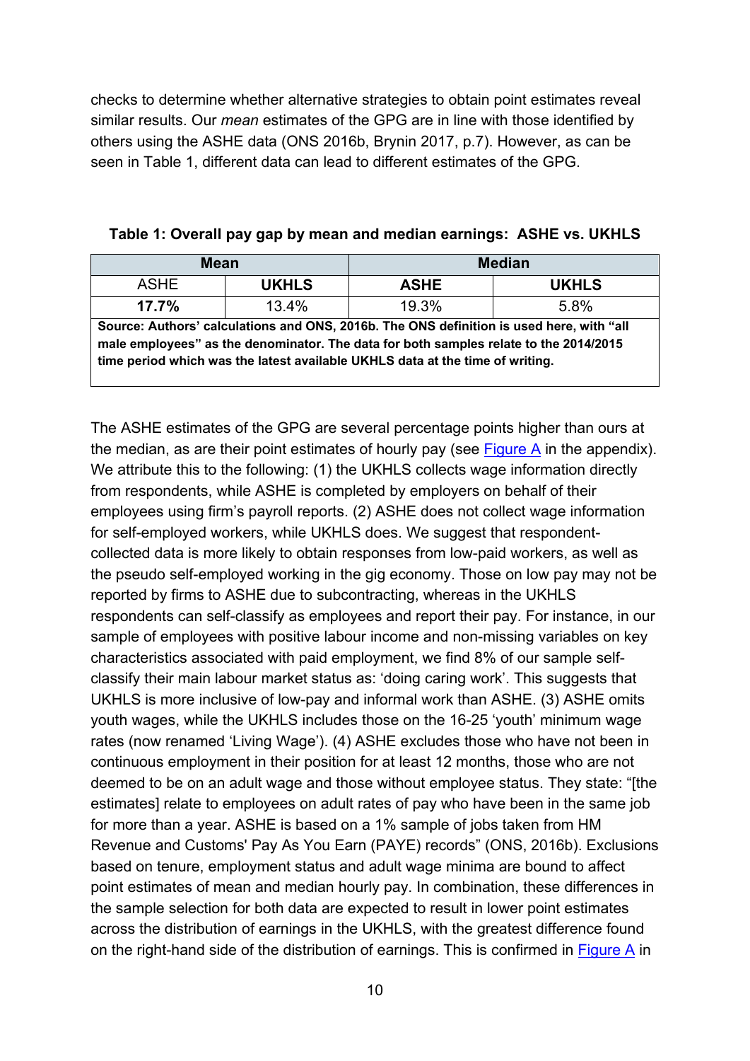checks to determine whether alternative strategies to obtain point estimates reveal similar results. Our *mean* estimates of the GPG are in line with those identified by others using the ASHE data (ONS 2016b, Brynin 2017, p.7). However, as can be seen in Table 1, different data can lead to different estimates of the GPG.

**Table 1: Overall pay gap by mean and median earnings: ASHE vs. UKHLS**

| Mean | | Median | |
|---|---|---|---|
| ASHE | **UKHLS** | **ASHE** | **UKHLS** |
| **17.7%** | 13.4% | 19.3% | 5.8% |

**Source: Authors' calculations and ONS, 2016b. The ONS definition is used here, with "all male employees" as the denominator. The data for both samples relate to the 2014/2015 time period which was the latest available UKHLS data at the time of writing.**

The ASHE estimates of the GPG are several percentage points higher than ours at the median, as are their point estimates of hourly pay (see Figure A in the appendix). We attribute this to the following: (1) the UKHLS collects wage information directly from respondents, while ASHE is completed by employers on behalf of their employees using firm's payroll reports. (2) ASHE does not collect wage information for self-employed workers, while UKHLS does. We suggest that respondent-collected data is more likely to obtain responses from low-paid workers, as well as the pseudo self-employed working in the gig economy. Those on low pay may not be reported by firms to ASHE due to subcontracting, whereas in the UKHLS respondents can self-classify as employees and report their pay. For instance, in our sample of employees with positive labour income and non-missing variables on key characteristics associated with paid employment, we find 8% of our sample self-classify their main labour market status as: 'doing caring work'. This suggests that UKHLS is more inclusive of low-pay and informal work than ASHE. (3) ASHE omits youth wages, while the UKHLS includes those on the 16-25 'youth' minimum wage rates (now renamed 'Living Wage'). (4) ASHE excludes those who have not been in continuous employment in their position for at least 12 months, those who are not deemed to be on an adult wage and those without employee status. They state: "[the estimates] relate to employees on adult rates of pay who have been in the same job for more than a year. ASHE is based on a 1% sample of jobs taken from HM Revenue and Customs' Pay As You Earn (PAYE) records" (ONS, 2016b). Exclusions based on tenure, employment status and adult wage minima are bound to affect point estimates of mean and median hourly pay. In combination, these differences in the sample selection for both data are expected to result in lower point estimates across the distribution of earnings in the UKHLS, with the greatest difference found on the right-hand side of the distribution of earnings. This is confirmed in Figure A in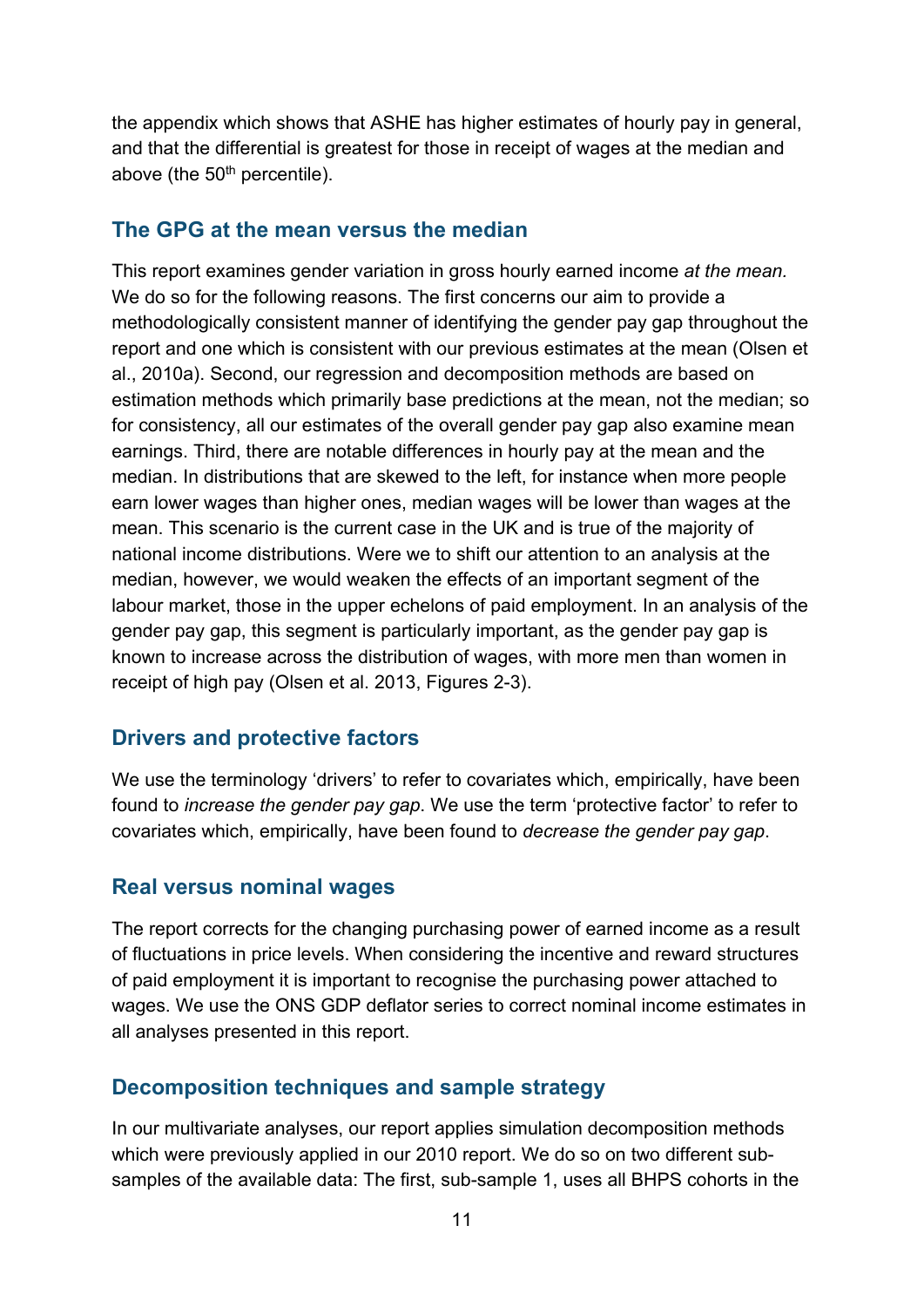the appendix which shows that ASHE has higher estimates of hourly pay in general, and that the differential is greatest for those in receipt of wages at the median and above (the 50th percentile).

## The GPG at the mean versus the median

This report examines gender variation in gross hourly earned income *at the mean*. We do so for the following reasons. The first concerns our aim to provide a methodologically consistent manner of identifying the gender pay gap throughout the report and one which is consistent with our previous estimates at the mean (Olsen et al., 2010a). Second, our regression and decomposition methods are based on estimation methods which primarily base predictions at the mean, not the median; so for consistency, all our estimates of the overall gender pay gap also examine mean earnings. Third, there are notable differences in hourly pay at the mean and the median. In distributions that are skewed to the left, for instance when more people earn lower wages than higher ones, median wages will be lower than wages at the mean. This scenario is the current case in the UK and is true of the majority of national income distributions. Were we to shift our attention to an analysis at the median, however, we would weaken the effects of an important segment of the labour market, those in the upper echelons of paid employment. In an analysis of the gender pay gap, this segment is particularly important, as the gender pay gap is known to increase across the distribution of wages, with more men than women in receipt of high pay (Olsen et al. 2013, Figures 2-3).

## Drivers and protective factors

We use the terminology 'drivers' to refer to covariates which, empirically, have been found to *increase the gender pay gap*. We use the term 'protective factor' to refer to covariates which, empirically, have been found to *decrease the gender pay gap*.

## Real versus nominal wages

The report corrects for the changing purchasing power of earned income as a result of fluctuations in price levels. When considering the incentive and reward structures of paid employment it is important to recognise the purchasing power attached to wages. We use the ONS GDP deflator series to correct nominal income estimates in all analyses presented in this report.

## Decomposition techniques and sample strategy

In our multivariate analyses, our report applies simulation decomposition methods which were previously applied in our 2010 report. We do so on two different sub-samples of the available data: The first, sub-sample 1, uses all BHPS cohorts in the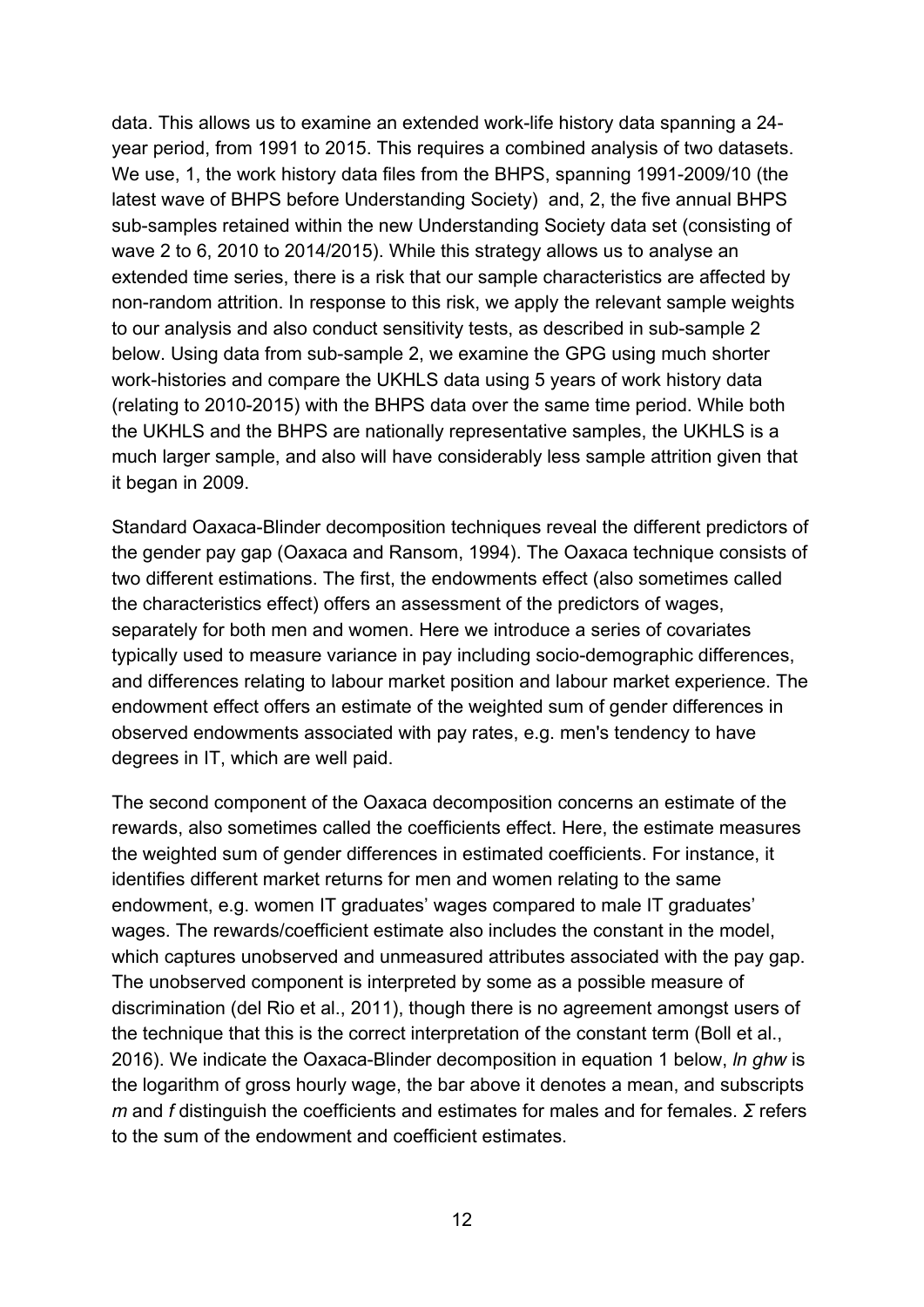data. This allows us to examine an extended work-life history data spanning a 24-year period, from 1991 to 2015. This requires a combined analysis of two datasets. We use, 1, the work history data files from the BHPS, spanning 1991-2009/10 (the latest wave of BHPS before Understanding Society) and, 2, the five annual BHPS sub-samples retained within the new Understanding Society data set (consisting of wave 2 to 6, 2010 to 2014/2015). While this strategy allows us to analyse an extended time series, there is a risk that our sample characteristics are affected by non-random attrition. In response to this risk, we apply the relevant sample weights to our analysis and also conduct sensitivity tests, as described in sub-sample 2 below. Using data from sub-sample 2, we examine the GPG using much shorter work-histories and compare the UKHLS data using 5 years of work history data (relating to 2010-2015) with the BHPS data over the same time period. While both the UKHLS and the BHPS are nationally representative samples, the UKHLS is a much larger sample, and also will have considerably less sample attrition given that it began in 2009.

Standard Oaxaca-Blinder decomposition techniques reveal the different predictors of the gender pay gap (Oaxaca and Ransom, 1994). The Oaxaca technique consists of two different estimations. The first, the endowments effect (also sometimes called the characteristics effect) offers an assessment of the predictors of wages, separately for both men and women. Here we introduce a series of covariates typically used to measure variance in pay including socio-demographic differences, and differences relating to labour market position and labour market experience. The endowment effect offers an estimate of the weighted sum of gender differences in observed endowments associated with pay rates, e.g. men's tendency to have degrees in IT, which are well paid.

The second component of the Oaxaca decomposition concerns an estimate of the rewards, also sometimes called the coefficients effect. Here, the estimate measures the weighted sum of gender differences in estimated coefficients. For instance, it identifies different market returns for men and women relating to the same endowment, e.g. women IT graduates' wages compared to male IT graduates' wages. The rewards/coefficient estimate also includes the constant in the model, which captures unobserved and unmeasured attributes associated with the pay gap. The unobserved component is interpreted by some as a possible measure of discrimination (del Rio et al., 2011), though there is no agreement amongst users of the technique that this is the correct interpretation of the constant term (Boll et al., 2016). We indicate the Oaxaca-Blinder decomposition in equation 1 below, *ln ghw* is the logarithm of gross hourly wage, the bar above it denotes a mean, and subscripts *m* and *f* distinguish the coefficients and estimates for males and for females. *Σ* refers to the sum of the endowment and coefficient estimates.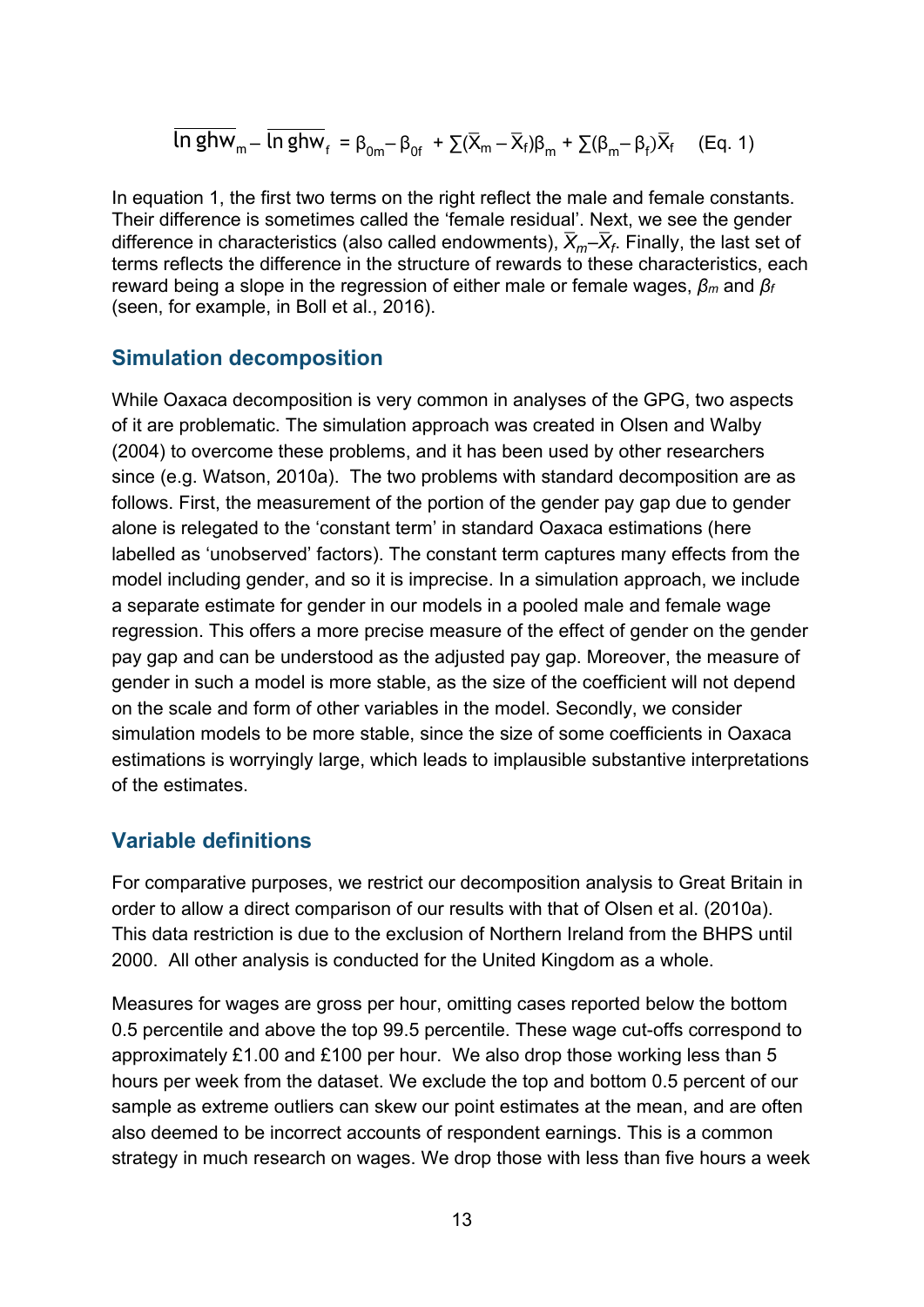$$\overline{\ln ghw}_m - \overline{\ln ghw}_f = \beta_{0m} - \beta_{0f} + \sum(\bar{X}_m - \bar{X}_f)\beta_m + \sum(\beta_m - \beta_f)\bar{X}_f \quad \text{(Eq. 1)}$$

In equation 1, the first two terms on the right reflect the male and female constants. Their difference is sometimes called the 'female residual'. Next, we see the gender difference in characteristics (also called endowments), $\bar{X}_m - \bar{X}_f$. Finally, the last set of terms reflects the difference in the structure of rewards to these characteristics, each reward being a slope in the regression of either male or female wages, $\beta_m$ and $\beta_f$ (seen, for example, in Boll et al., 2016).

## Simulation decomposition

While Oaxaca decomposition is very common in analyses of the GPG, two aspects of it are problematic. The simulation approach was created in Olsen and Walby (2004) to overcome these problems, and it has been used by other researchers since (e.g. Watson, 2010a). The two problems with standard decomposition are as follows. First, the measurement of the portion of the gender pay gap due to gender alone is relegated to the 'constant term' in standard Oaxaca estimations (here labelled as 'unobserved' factors). The constant term captures many effects from the model including gender, and so it is imprecise. In a simulation approach, we include a separate estimate for gender in our models in a pooled male and female wage regression. This offers a more precise measure of the effect of gender on the gender pay gap and can be understood as the adjusted pay gap. Moreover, the measure of gender in such a model is more stable, as the size of the coefficient will not depend on the scale and form of other variables in the model. Secondly, we consider simulation models to be more stable, since the size of some coefficients in Oaxaca estimations is worryingly large, which leads to implausible substantive interpretations of the estimates.

## Variable definitions

For comparative purposes, we restrict our decomposition analysis to Great Britain in order to allow a direct comparison of our results with that of Olsen et al. (2010a). This data restriction is due to the exclusion of Northern Ireland from the BHPS until 2000. All other analysis is conducted for the United Kingdom as a whole.

Measures for wages are gross per hour, omitting cases reported below the bottom 0.5 percentile and above the top 99.5 percentile. These wage cut-offs correspond to approximately £1.00 and £100 per hour. We also drop those working less than 5 hours per week from the dataset. We exclude the top and bottom 0.5 percent of our sample as extreme outliers can skew our point estimates at the mean, and are often also deemed to be incorrect accounts of respondent earnings. This is a common strategy in much research on wages. We drop those with less than five hours a week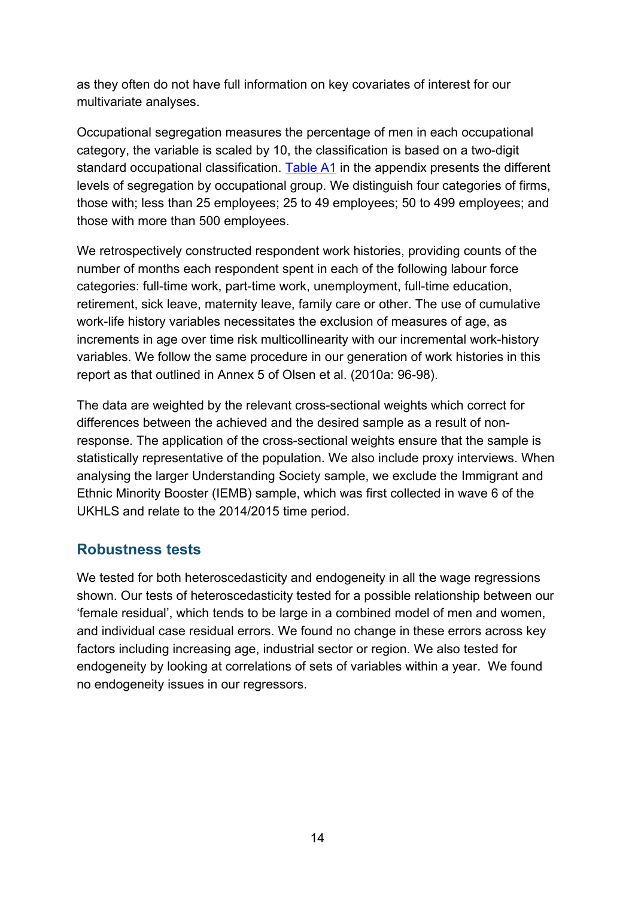as they often do not have full information on key covariates of interest for our multivariate analyses.

Occupational segregation measures the percentage of men in each occupational category, the variable is scaled by 10, the classification is based on a two-digit standard occupational classification. Table A1 in the appendix presents the different levels of segregation by occupational group. We distinguish four categories of firms, those with; less than 25 employees; 25 to 49 employees; 50 to 499 employees; and those with more than 500 employees.

We retrospectively constructed respondent work histories, providing counts of the number of months each respondent spent in each of the following labour force categories: full-time work, part-time work, unemployment, full-time education, retirement, sick leave, maternity leave, family care or other. The use of cumulative work-life history variables necessitates the exclusion of measures of age, as increments in age over time risk multicollinearity with our incremental work-history variables. We follow the same procedure in our generation of work histories in this report as that outlined in Annex 5 of Olsen et al. (2010a: 96-98).

The data are weighted by the relevant cross-sectional weights which correct for differences between the achieved and the desired sample as a result of non-response. The application of the cross-sectional weights ensure that the sample is statistically representative of the population. We also include proxy interviews. When analysing the larger Understanding Society sample, we exclude the Immigrant and Ethnic Minority Booster (IEMB) sample, which was first collected in wave 6 of the UKHLS and relate to the 2014/2015 time period.

## Robustness tests

We tested for both heteroscedasticity and endogeneity in all the wage regressions shown. Our tests of heteroscedasticity tested for a possible relationship between our 'female residual', which tends to be large in a combined model of men and women, and individual case residual errors. We found no change in these errors across key factors including increasing age, industrial sector or region. We also tested for endogeneity by looking at correlations of sets of variables within a year. We found no endogeneity issues in our regressors.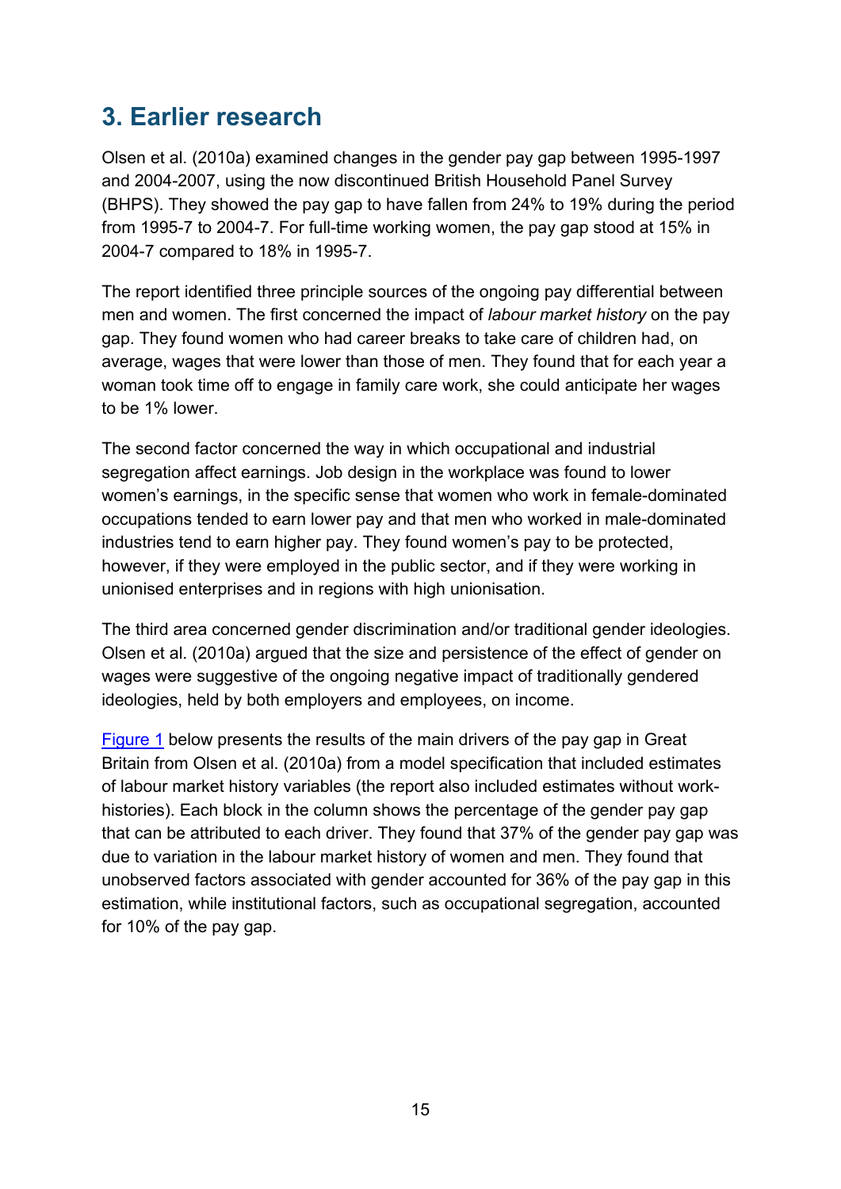## 3. Earlier research

Olsen et al. (2010a) examined changes in the gender pay gap between 1995-1997 and 2004-2007, using the now discontinued British Household Panel Survey (BHPS). They showed the pay gap to have fallen from 24% to 19% during the period from 1995-7 to 2004-7. For full-time working women, the pay gap stood at 15% in 2004-7 compared to 18% in 1995-7.

The report identified three principle sources of the ongoing pay differential between men and women. The first concerned the impact of *labour market history* on the pay gap. They found women who had career breaks to take care of children had, on average, wages that were lower than those of men. They found that for each year a woman took time off to engage in family care work, she could anticipate her wages to be 1% lower.

The second factor concerned the way in which occupational and industrial segregation affect earnings. Job design in the workplace was found to lower women's earnings, in the specific sense that women who work in female-dominated occupations tended to earn lower pay and that men who worked in male-dominated industries tend to earn higher pay. They found women's pay to be protected, however, if they were employed in the public sector, and if they were working in unionised enterprises and in regions with high unionisation.

The third area concerned gender discrimination and/or traditional gender ideologies. Olsen et al. (2010a) argued that the size and persistence of the effect of gender on wages were suggestive of the ongoing negative impact of traditionally gendered ideologies, held by both employers and employees, on income.

Figure 1 below presents the results of the main drivers of the pay gap in Great Britain from Olsen et al. (2010a) from a model specification that included estimates of labour market history variables (the report also included estimates without work-histories). Each block in the column shows the percentage of the gender pay gap that can be attributed to each driver. They found that 37% of the gender pay gap was due to variation in the labour market history of women and men. They found that unobserved factors associated with gender accounted for 36% of the pay gap in this estimation, while institutional factors, such as occupational segregation, accounted for 10% of the pay gap.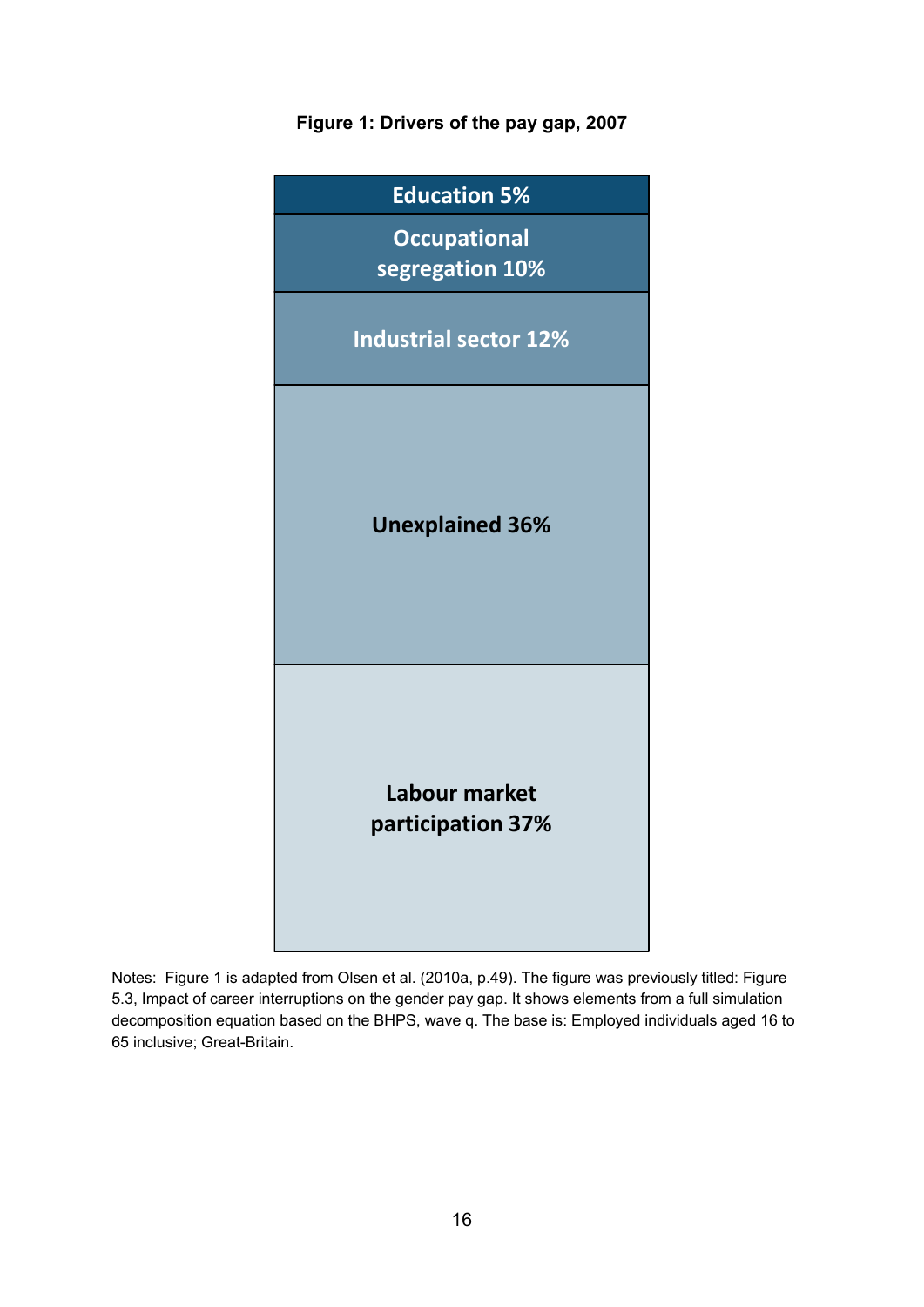**Figure 1: Drivers of the pay gap, 2007**

| Drivers of the pay gap, 2007 |
| --- |
| Education 5% |
| Occupational segregation 10% |
| Industrial sector 12% |
| Unexplained 36% |
| Labour market participation 37% |

Notes: Figure 1 is adapted from Olsen et al. (2010a, p.49). The figure was previously titled: Figure 5.3, Impact of career interruptions on the gender pay gap. It shows elements from a full simulation decomposition equation based on the BHPS, wave q. The base is: Employed individuals aged 16 to 65 inclusive; Great-Britain.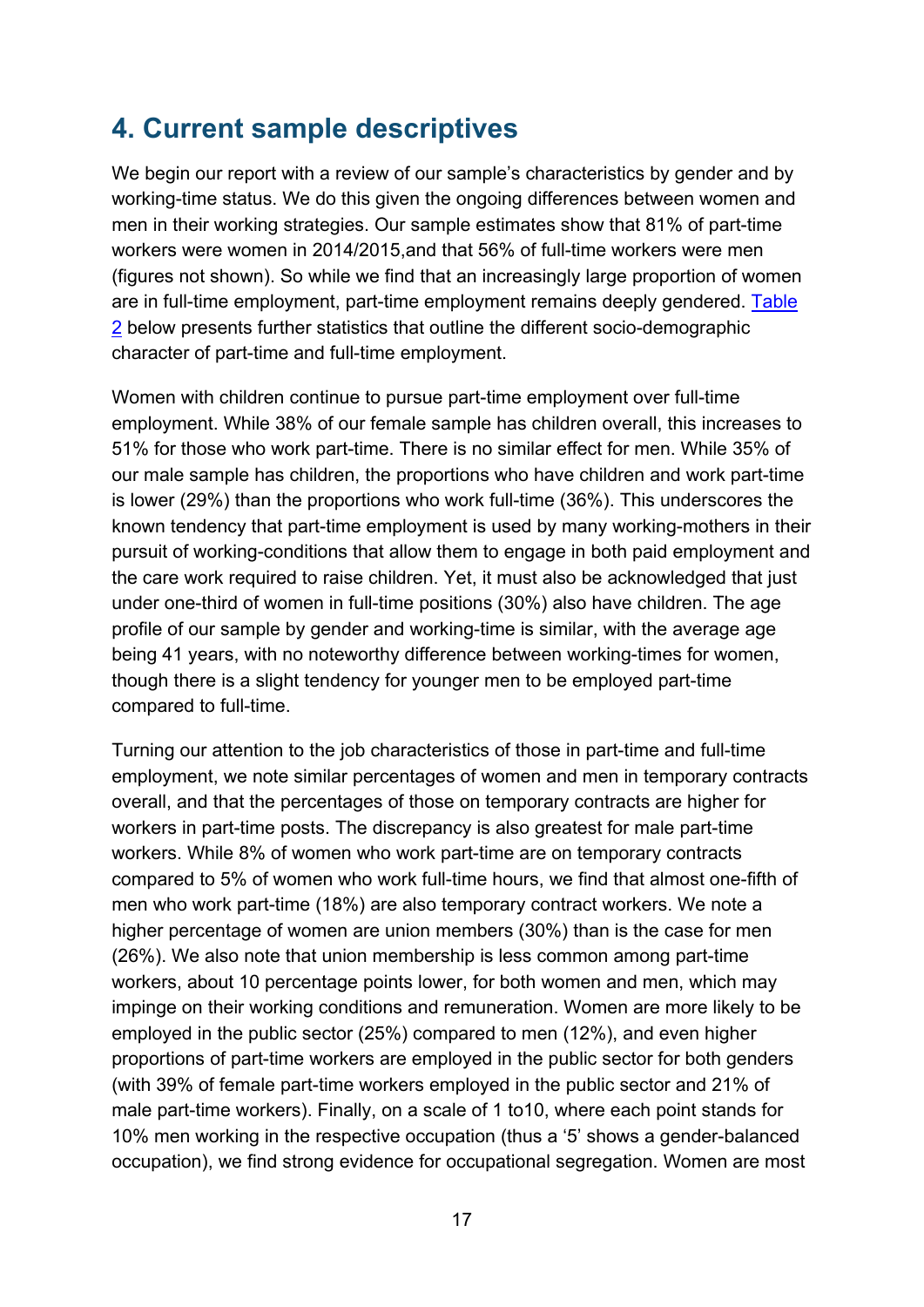## 4. Current sample descriptives

We begin our report with a review of our sample's characteristics by gender and by working-time status. We do this given the ongoing differences between women and men in their working strategies. Our sample estimates show that 81% of part-time workers were women in 2014/2015,and that 56% of full-time workers were men (figures not shown). So while we find that an increasingly large proportion of women are in full-time employment, part-time employment remains deeply gendered. Table 2 below presents further statistics that outline the different socio-demographic character of part-time and full-time employment.

Women with children continue to pursue part-time employment over full-time employment. While 38% of our female sample has children overall, this increases to 51% for those who work part-time. There is no similar effect for men. While 35% of our male sample has children, the proportions who have children and work part-time is lower (29%) than the proportions who work full-time (36%). This underscores the known tendency that part-time employment is used by many working-mothers in their pursuit of working-conditions that allow them to engage in both paid employment and the care work required to raise children. Yet, it must also be acknowledged that just under one-third of women in full-time positions (30%) also have children. The age profile of our sample by gender and working-time is similar, with the average age being 41 years, with no noteworthy difference between working-times for women, though there is a slight tendency for younger men to be employed part-time compared to full-time.

Turning our attention to the job characteristics of those in part-time and full-time employment, we note similar percentages of women and men in temporary contracts overall, and that the percentages of those on temporary contracts are higher for workers in part-time posts. The discrepancy is also greatest for male part-time workers. While 8% of women who work part-time are on temporary contracts compared to 5% of women who work full-time hours, we find that almost one-fifth of men who work part-time (18%) are also temporary contract workers. We note a higher percentage of women are union members (30%) than is the case for men (26%). We also note that union membership is less common among part-time workers, about 10 percentage points lower, for both women and men, which may impinge on their working conditions and remuneration. Women are more likely to be employed in the public sector (25%) compared to men (12%), and even higher proportions of part-time workers are employed in the public sector for both genders (with 39% of female part-time workers employed in the public sector and 21% of male part-time workers). Finally, on a scale of 1 to10, where each point stands for 10% men working in the respective occupation (thus a '5' shows a gender-balanced occupation), we find strong evidence for occupational segregation. Women are most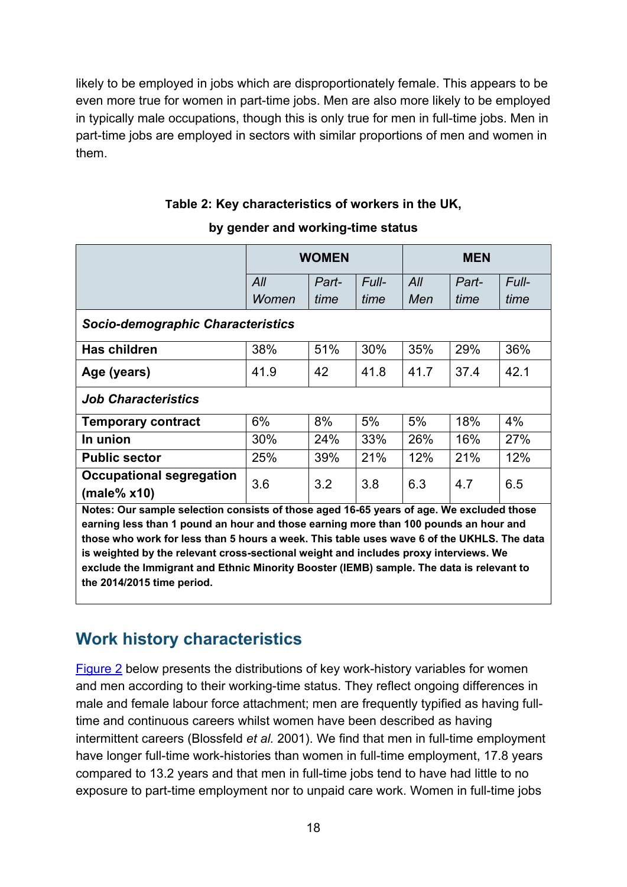likely to be employed in jobs which are disproportionately female. This appears to be even more true for women in part-time jobs. Men are also more likely to be employed in typically male occupations, though this is only true for men in full-time jobs. Men in part-time jobs are employed in sectors with similar proportions of men and women in them.

**Table 2: Key characteristics of workers in the UK, by gender and working-time status**

| | **WOMEN** | | | **MEN** | | |
|---|---|---|---|---|---|---|
| | *All Women* | *Part-time* | *Full-time* | *All Men* | *Part-time* | *Full-time* |
| ***Socio-demographic Characteristics*** | | | | | | |
| **Has children** | 38% | 51% | 30% | 35% | 29% | 36% |
| **Age (years)** | 41.9 | 42 | 41.8 | 41.7 | 37.4 | 42.1 |
| ***Job Characteristics*** | | | | | | |
| **Temporary contract** | 6% | 8% | 5% | 5% | 18% | 4% |
| **In union** | 30% | 24% | 33% | 26% | 16% | 27% |
| **Public sector** | 25% | 39% | 21% | 12% | 21% | 12% |
| **Occupational segregation (male% x10)** | 3.6 | 3.2 | 3.8 | 6.3 | 4.7 | 6.5 |

**Notes: Our sample selection consists of those aged 16-65 years of age. We excluded those earning less than 1 pound an hour and those earning more than 100 pounds an hour and those who work for less than 5 hours a week. This table uses wave 6 of the UKHLS. The data is weighted by the relevant cross-sectional weight and includes proxy interviews. We exclude the Immigrant and Ethnic Minority Booster (IEMB) sample. The data is relevant to the 2014/2015 time period.**

## Work history characteristics

Figure 2 below presents the distributions of key work-history variables for women and men according to their working-time status. They reflect ongoing differences in male and female labour force attachment; men are frequently typified as having full-time and continuous careers whilst women have been described as having intermittent careers (Blossfeld *et al.* 2001). We find that men in full-time employment have longer full-time work-histories than women in full-time employment, 17.8 years compared to 13.2 years and that men in full-time jobs tend to have had little to no exposure to part-time employment nor to unpaid care work. Women in full-time jobs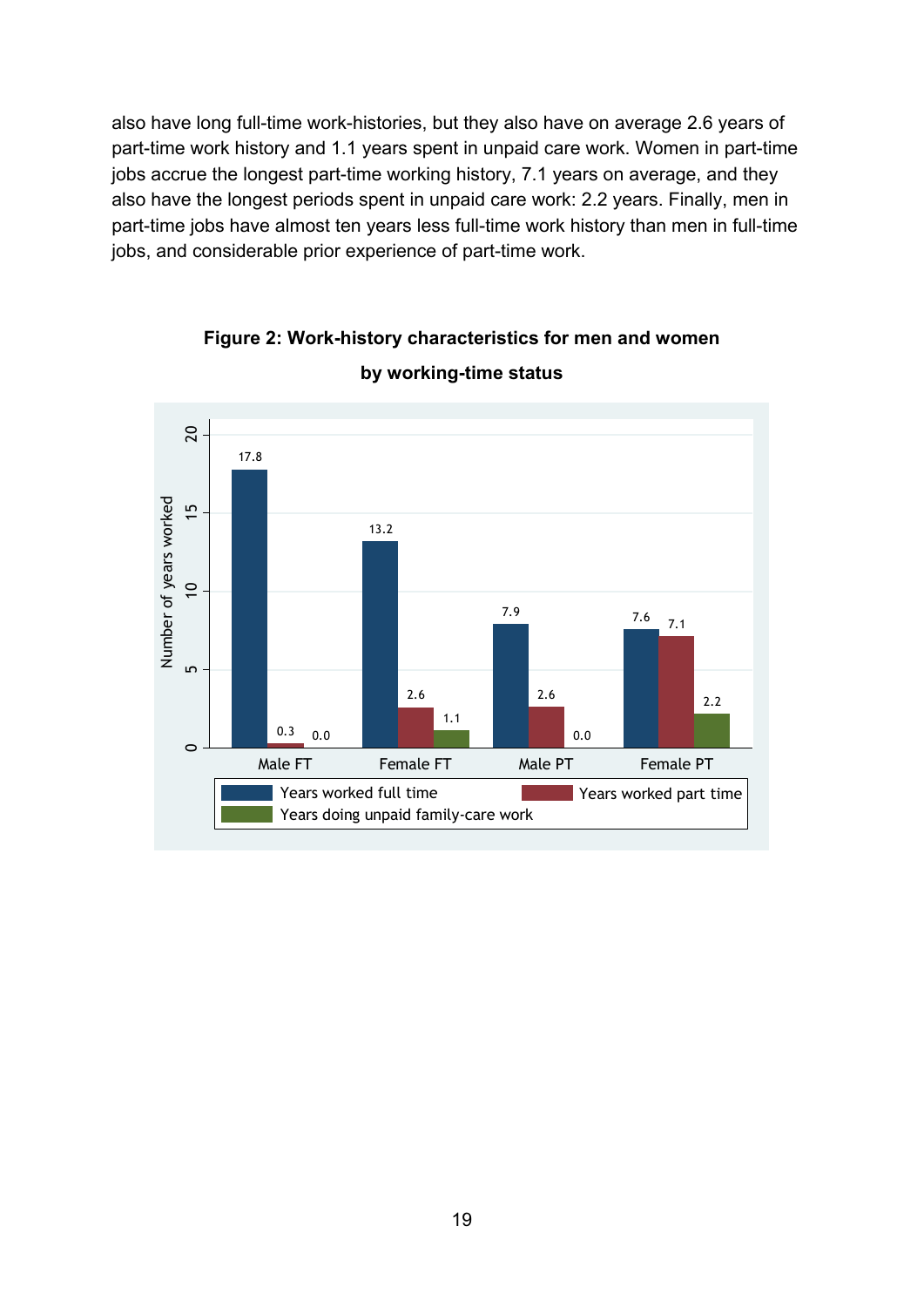also have long full-time work-histories, but they also have on average 2.6 years of part-time work history and 1.1 years spent in unpaid care work. Women in part-time jobs accrue the longest part-time working history, 7.1 years on average, and they also have the longest periods spent in unpaid care work: 2.2 years. Finally, men in part-time jobs have almost ten years less full-time work history than men in full-time jobs, and considerable prior experience of part-time work.

**Figure 2: Work-history characteristics for men and women by working-time status**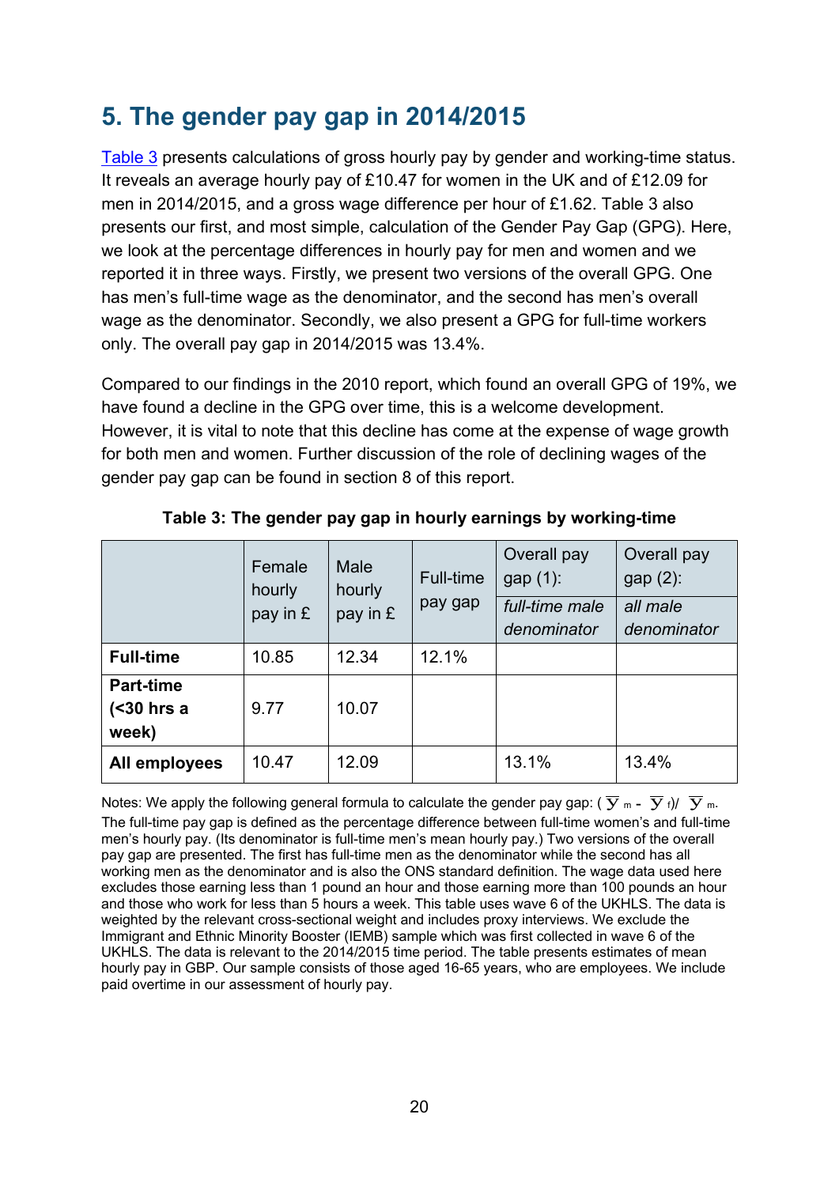## 5. The gender pay gap in 2014/2015

Table 3 presents calculations of gross hourly pay by gender and working-time status. It reveals an average hourly pay of £10.47 for women in the UK and of £12.09 for men in 2014/2015, and a gross wage difference per hour of £1.62. Table 3 also presents our first, and most simple, calculation of the Gender Pay Gap (GPG). Here, we look at the percentage differences in hourly pay for men and women and we reported it in three ways. Firstly, we present two versions of the overall GPG. One has men's full-time wage as the denominator, and the second has men's overall wage as the denominator. Secondly, we also present a GPG for full-time workers only. The overall pay gap in 2014/2015 was 13.4%.

Compared to our findings in the 2010 report, which found an overall GPG of 19%, we have found a decline in the GPG over time, this is a welcome development. However, it is vital to note that this decline has come at the expense of wage growth for both men and women. Further discussion of the role of declining wages of the gender pay gap can be found in section 8 of this report.

**Table 3: The gender pay gap in hourly earnings by working-time**

| | Female hourly pay in £ | Male hourly pay in £ | Full-time pay gap | Overall pay gap (1): *full-time male denominator* | Overall pay gap (2): *all male denominator* |
|---|---|---|---|---|---|
| **Full-time** | 10.85 | 12.34 | 12.1% | | |
| **Part-time (<30 hrs a week)** | 9.77 | 10.07 | | | |
| **All employees** | 10.47 | 12.09 | | 13.1% | 13.4% |

Notes: We apply the following general formula to calculate the gender pay gap: $(\overline{y}_m - \overline{y}_f)/\ \overline{y}_m$. The full-time pay gap is defined as the percentage difference between full-time women's and full-time men's hourly pay. (Its denominator is full-time men's mean hourly pay.) Two versions of the overall pay gap are presented. The first has full-time men as the denominator while the second has all working men as the denominator and is also the ONS standard definition. The wage data used here excludes those earning less than 1 pound an hour and those earning more than 100 pounds an hour and those who work for less than 5 hours a week. This table uses wave 6 of the UKHLS. The data is weighted by the relevant cross-sectional weight and includes proxy interviews. We exclude the Immigrant and Ethnic Minority Booster (IEMB) sample which was first collected in wave 6 of the UKHLS. The data is relevant to the 2014/2015 time period. The table presents estimates of mean hourly pay in GBP. Our sample consists of those aged 16-65 years, who are employees. We include paid overtime in our assessment of hourly pay.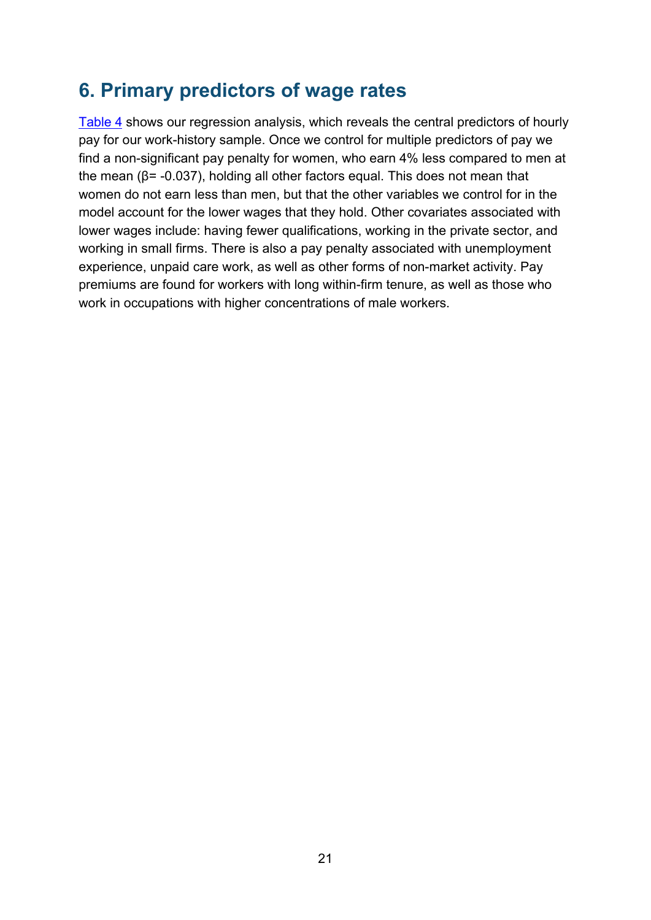## 6. Primary predictors of wage rates

Table 4 shows our regression analysis, which reveals the central predictors of hourly pay for our work-history sample. Once we control for multiple predictors of pay we find a non-significant pay penalty for women, who earn 4% less compared to men at the mean ($\beta = -0.037$), holding all other factors equal. This does not mean that women do not earn less than men, but that the other variables we control for in the model account for the lower wages that they hold. Other covariates associated with lower wages include: having fewer qualifications, working in the private sector, and working in small firms. There is also a pay penalty associated with unemployment experience, unpaid care work, as well as other forms of non-market activity. Pay premiums are found for workers with long within-firm tenure, as well as those who work in occupations with higher concentrations of male workers.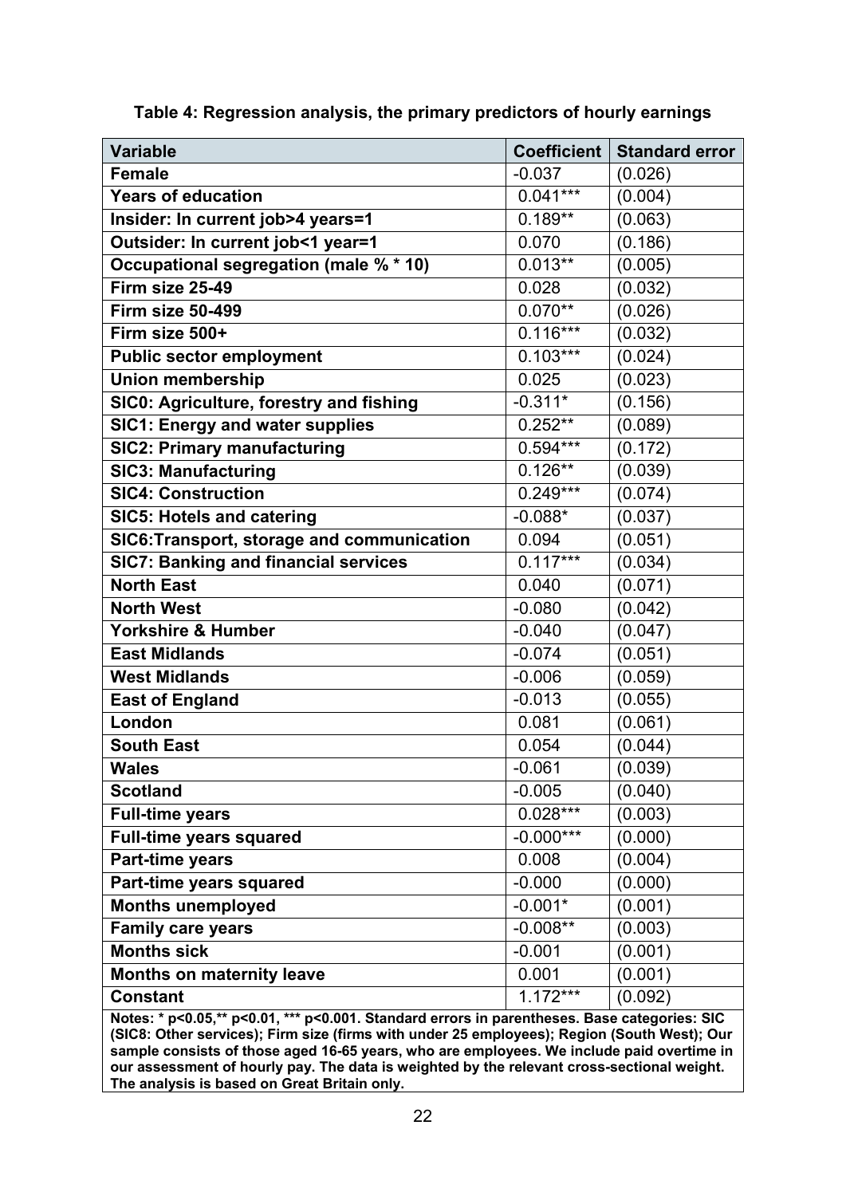**Table 4: Regression analysis, the primary predictors of hourly earnings**

| Variable | Coefficient | Standard error |
|---|---|---|
| **Female** | -0.037 | (0.026) |
| **Years of education** | 0.041*** | (0.004) |
| **Insider: In current job>4 years=1** | 0.189** | (0.063) |
| **Outsider: In current job<1 year=1** | 0.070 | (0.186) |
| **Occupational segregation (male % * 10)** | 0.013** | (0.005) |
| **Firm size 25-49** | 0.028 | (0.032) |
| **Firm size 50-499** | 0.070** | (0.026) |
| **Firm size 500+** | 0.116*** | (0.032) |
| **Public sector employment** | 0.103*** | (0.024) |
| **Union membership** | 0.025 | (0.023) |
| **SIC0: Agriculture, forestry and fishing** | -0.311* | (0.156) |
| **SIC1: Energy and water supplies** | 0.252** | (0.089) |
| **SIC2: Primary manufacturing** | 0.594*** | (0.172) |
| **SIC3: Manufacturing** | 0.126** | (0.039) |
| **SIC4: Construction** | 0.249*** | (0.074) |
| **SIC5: Hotels and catering** | -0.088* | (0.037) |
| **SIC6:Transport, storage and communication** | 0.094 | (0.051) |
| **SIC7: Banking and financial services** | 0.117*** | (0.034) |
| **North East** | 0.040 | (0.071) |
| **North West** | -0.080 | (0.042) |
| **Yorkshire & Humber** | -0.040 | (0.047) |
| **East Midlands** | -0.074 | (0.051) |
| **West Midlands** | -0.006 | (0.059) |
| **East of England** | -0.013 | (0.055) |
| **London** | 0.081 | (0.061) |
| **South East** | 0.054 | (0.044) |
| **Wales** | -0.061 | (0.039) |
| **Scotland** | -0.005 | (0.040) |
| **Full-time years** | 0.028*** | (0.003) |
| **Full-time years squared** | -0.000*** | (0.000) |
| **Part-time years** | 0.008 | (0.004) |
| **Part-time years squared** | -0.000 | (0.000) |
| **Months unemployed** | -0.001* | (0.001) |
| **Family care years** | -0.008** | (0.003) |
| **Months sick** | -0.001 | (0.001) |
| **Months on maternity leave** | 0.001 | (0.001) |
| **Constant** | 1.172*** | (0.092) |

**Notes: * p<0.05,** p<0.01, *** p<0.001. Standard errors in parentheses. Base categories: SIC (SIC8: Other services); Firm size (firms with under 25 employees); Region (South West); Our sample consists of those aged 16-65 years, who are employees. We include paid overtime in our assessment of hourly pay. The data is weighted by the relevant cross-sectional weight. The analysis is based on Great Britain only.**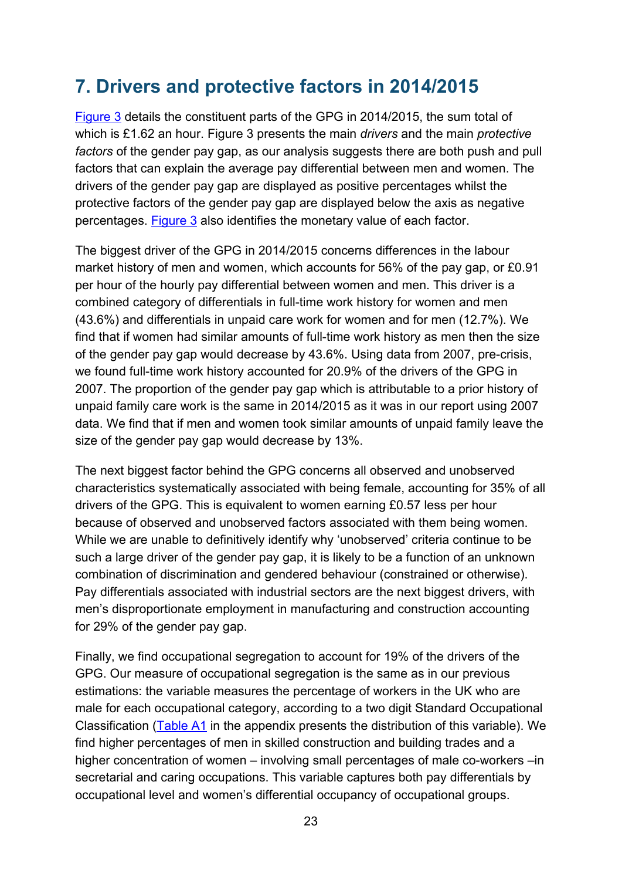## 7. Drivers and protective factors in 2014/2015

Figure 3 details the constituent parts of the GPG in 2014/2015, the sum total of which is £1.62 an hour. Figure 3 presents the main *drivers* and the main *protective factors* of the gender pay gap, as our analysis suggests there are both push and pull factors that can explain the average pay differential between men and women. The drivers of the gender pay gap are displayed as positive percentages whilst the protective factors of the gender pay gap are displayed below the axis as negative percentages. Figure 3 also identifies the monetary value of each factor.

The biggest driver of the GPG in 2014/2015 concerns differences in the labour market history of men and women, which accounts for 56% of the pay gap, or £0.91 per hour of the hourly pay differential between women and men. This driver is a combined category of differentials in full-time work history for women and men (43.6%) and differentials in unpaid care work for women and for men (12.7%). We find that if women had similar amounts of full-time work history as men then the size of the gender pay gap would decrease by 43.6%. Using data from 2007, pre-crisis, we found full-time work history accounted for 20.9% of the drivers of the GPG in 2007. The proportion of the gender pay gap which is attributable to a prior history of unpaid family care work is the same in 2014/2015 as it was in our report using 2007 data. We find that if men and women took similar amounts of unpaid family leave the size of the gender pay gap would decrease by 13%.

The next biggest factor behind the GPG concerns all observed and unobserved characteristics systematically associated with being female, accounting for 35% of all drivers of the GPG. This is equivalent to women earning £0.57 less per hour because of observed and unobserved factors associated with them being women. While we are unable to definitively identify why 'unobserved' criteria continue to be such a large driver of the gender pay gap, it is likely to be a function of an unknown combination of discrimination and gendered behaviour (constrained or otherwise). Pay differentials associated with industrial sectors are the next biggest drivers, with men's disproportionate employment in manufacturing and construction accounting for 29% of the gender pay gap.

Finally, we find occupational segregation to account for 19% of the drivers of the GPG. Our measure of occupational segregation is the same as in our previous estimations: the variable measures the percentage of workers in the UK who are male for each occupational category, according to a two digit Standard Occupational Classification (Table A1 in the appendix presents the distribution of this variable). We find higher percentages of men in skilled construction and building trades and a higher concentration of women – involving small percentages of male co-workers –in secretarial and caring occupations. This variable captures both pay differentials by occupational level and women's differential occupancy of occupational groups.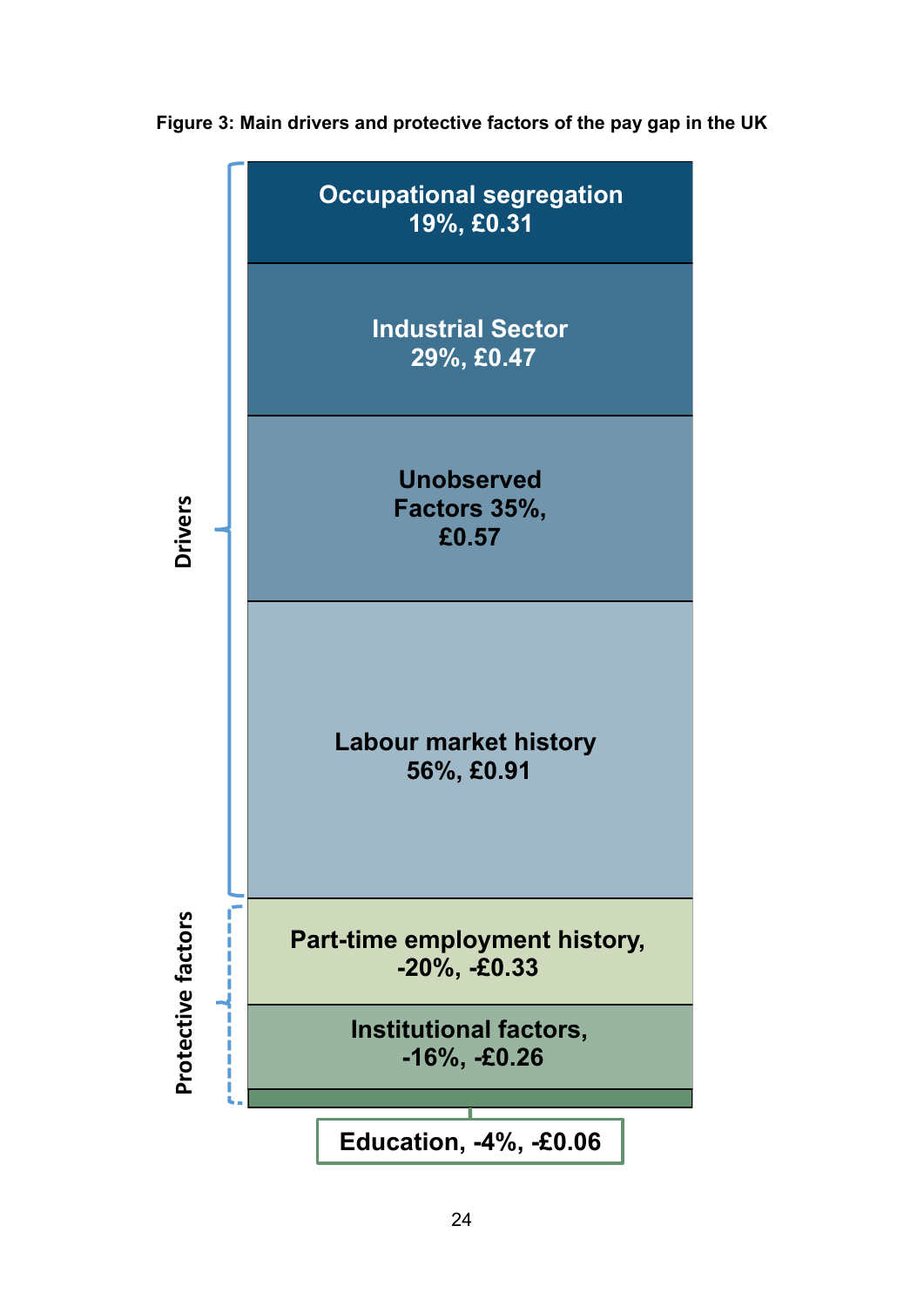**Figure 3: Main drivers and protective factors of the pay gap in the UK**

**Drivers**

- Occupational segregation 19%, £0.31
- Industrial Sector 29%, £0.47
- Unobserved Factors 35%, £0.57
- Labour market history 56%, £0.91

**Protective factors**

- Part-time employment history, -20%, -£0.33
- Institutional factors, -16%, -£0.26
- Education, -4%, -£0.06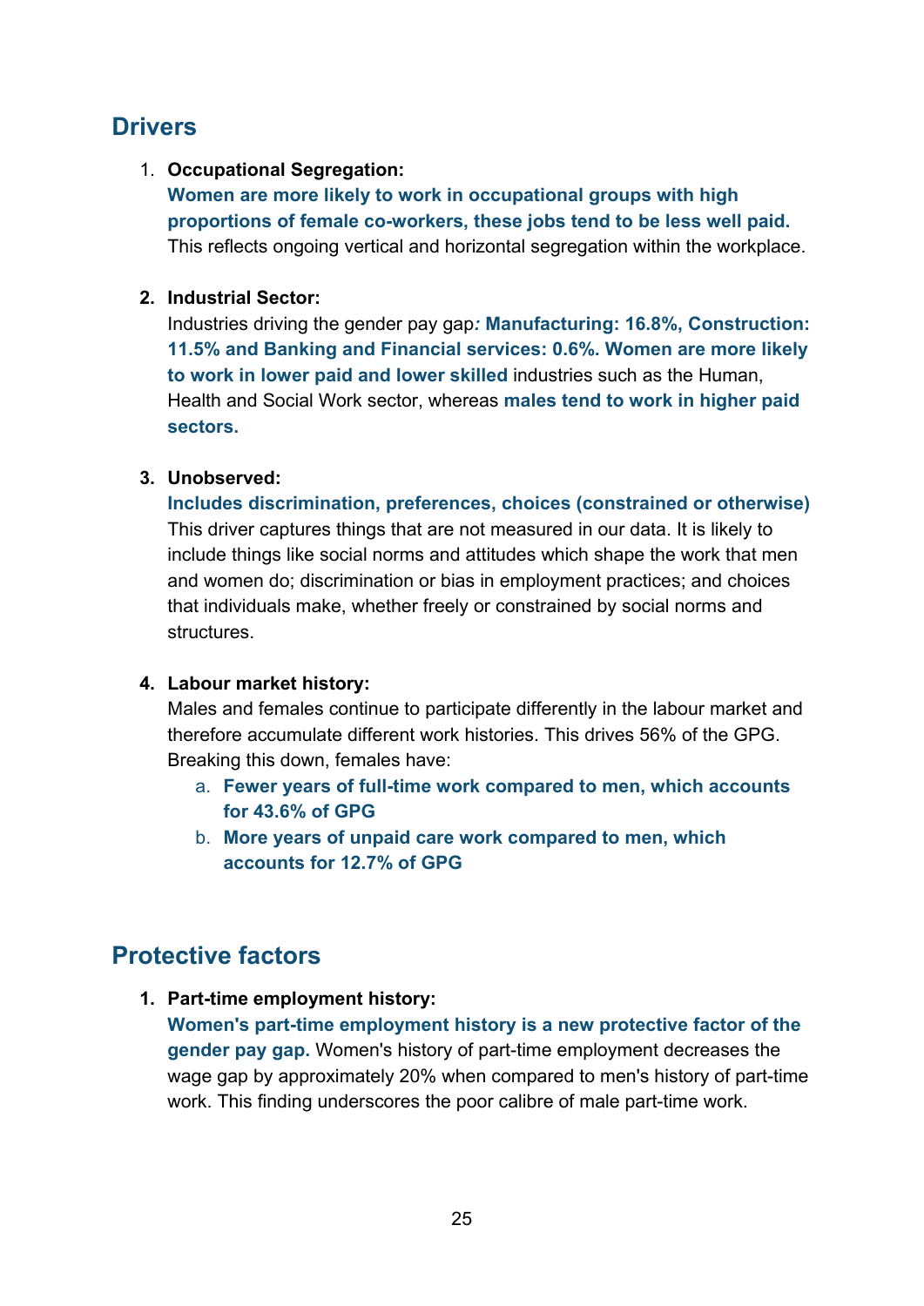## Drivers

1. **Occupational Segregation:**
   **Women are more likely to work in occupational groups with high proportions of female co-workers, these jobs tend to be less well paid.** This reflects ongoing vertical and horizontal segregation within the workplace.

2. **Industrial Sector:**
   Industries driving the gender pay gap***: Manufacturing: 16.8%, Construction: 11.5% and Banking and Financial services: 0.6%. Women are more likely to work in lower paid and lower skilled*** industries such as the Human, Health and Social Work sector, whereas **males tend to work in higher paid sectors.**

3. **Unobserved:**
   **Includes discrimination, preferences, choices (constrained or otherwise)** This driver captures things that are not measured in our data. It is likely to include things like social norms and attitudes which shape the work that men and women do; discrimination or bias in employment practices; and choices that individuals make, whether freely or constrained by social norms and structures.

4. **Labour market history:**
   Males and females continue to participate differently in the labour market and therefore accumulate different work histories. This drives 56% of the GPG. Breaking this down, females have:
   a. **Fewer years of full-time work compared to men, which accounts for 43.6% of GPG**
   b. **More years of unpaid care work compared to men, which accounts for 12.7% of GPG**

## Protective factors

1. **Part-time employment history:**
   **Women's part-time employment history is a new protective factor of the gender pay gap.** Women's history of part-time employment decreases the wage gap by approximately 20% when compared to men's history of part-time work. This finding underscores the poor calibre of male part-time work.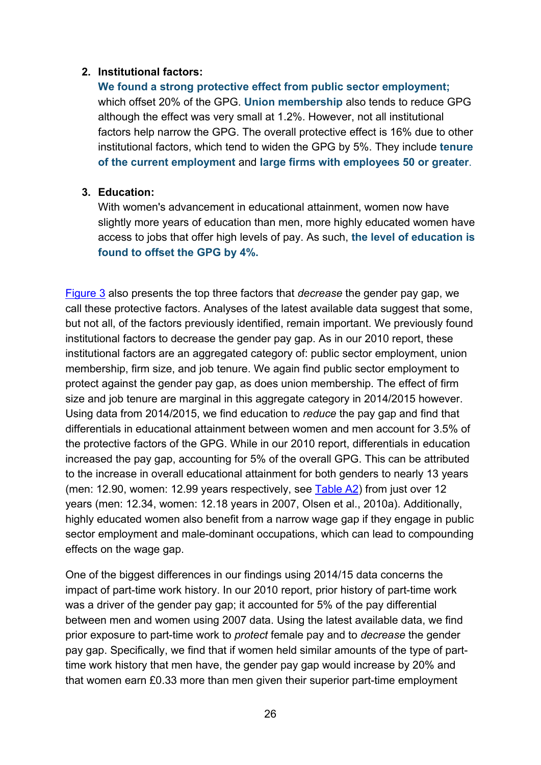2. **Institutional factors:**
   **We found a strong protective effect from public sector employment;** which offset 20% of the GPG. **Union membership** also tends to reduce GPG although the effect was very small at 1.2%. However, not all institutional factors help narrow the GPG. The overall protective effect is 16% due to other institutional factors, which tend to widen the GPG by 5%. They include **tenure of the current employment** and **large firms with employees 50 or greater**.

3. **Education:**
   With women's advancement in educational attainment, women now have slightly more years of education than men, more highly educated women have access to jobs that offer high levels of pay. As such, **the level of education is found to offset the GPG by 4%.**

Figure 3 also presents the top three factors that *decrease* the gender pay gap, we call these protective factors. Analyses of the latest available data suggest that some, but not all, of the factors previously identified, remain important. We previously found institutional factors to decrease the gender pay gap. As in our 2010 report, these institutional factors are an aggregated category of: public sector employment, union membership, firm size, and job tenure. We again find public sector employment to protect against the gender pay gap, as does union membership. The effect of firm size and job tenure are marginal in this aggregate category in 2014/2015 however. Using data from 2014/2015, we find education to *reduce* the pay gap and find that differentials in educational attainment between women and men account for 3.5% of the protective factors of the GPG. While in our 2010 report, differentials in education increased the pay gap, accounting for 5% of the overall GPG. This can be attributed to the increase in overall educational attainment for both genders to nearly 13 years (men: 12.90, women: 12.99 years respectively, see Table A2) from just over 12 years (men: 12.34, women: 12.18 years in 2007, Olsen et al., 2010a). Additionally, highly educated women also benefit from a narrow wage gap if they engage in public sector employment and male-dominant occupations, which can lead to compounding effects on the wage gap.

One of the biggest differences in our findings using 2014/15 data concerns the impact of part-time work history. In our 2010 report, prior history of part-time work was a driver of the gender pay gap; it accounted for 5% of the pay differential between men and women using 2007 data. Using the latest available data, we find prior exposure to part-time work to *protect* female pay and to *decrease* the gender pay gap. Specifically, we find that if women held similar amounts of the type of part-time work history that men have, the gender pay gap would increase by 20% and that women earn £0.33 more than men given their superior part-time employment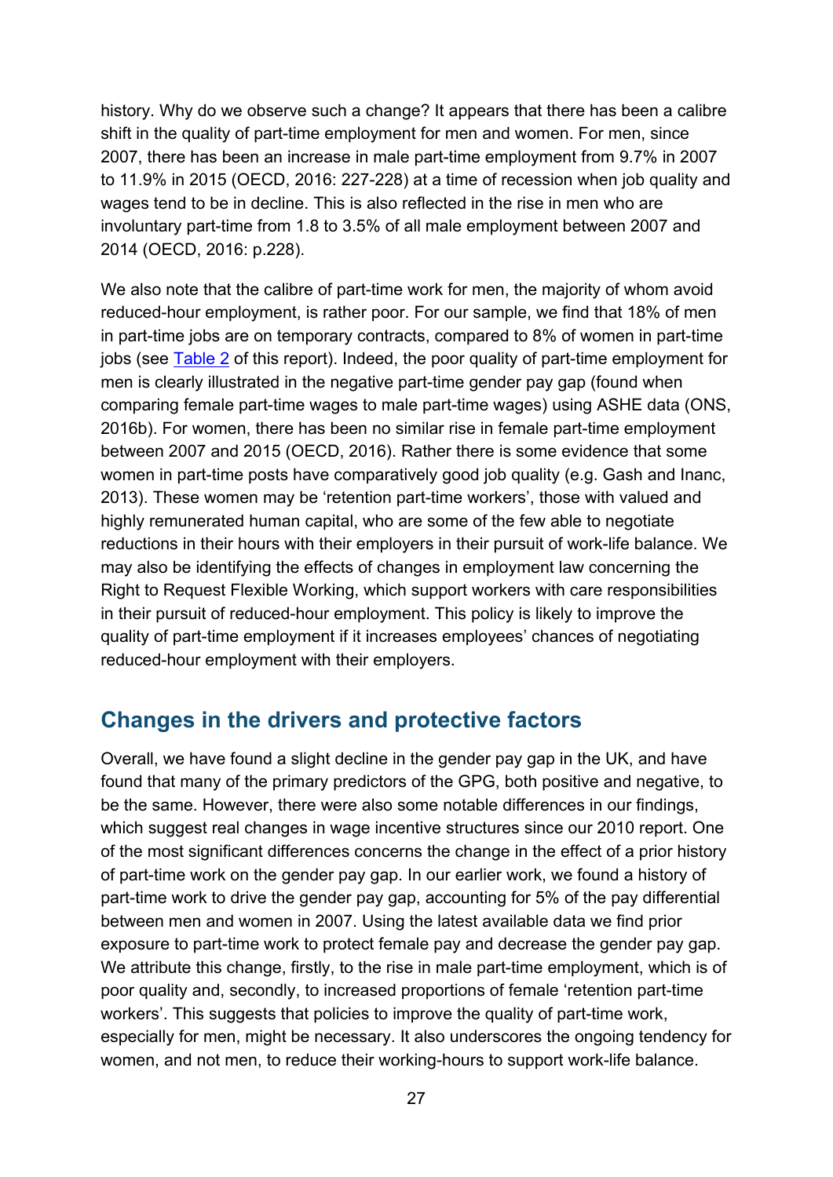history. Why do we observe such a change? It appears that there has been a calibre shift in the quality of part-time employment for men and women. For men, since 2007, there has been an increase in male part-time employment from 9.7% in 2007 to 11.9% in 2015 (OECD, 2016: 227-228) at a time of recession when job quality and wages tend to be in decline. This is also reflected in the rise in men who are involuntary part-time from 1.8 to 3.5% of all male employment between 2007 and 2014 (OECD, 2016: p.228).

We also note that the calibre of part-time work for men, the majority of whom avoid reduced-hour employment, is rather poor. For our sample, we find that 18% of men in part-time jobs are on temporary contracts, compared to 8% of women in part-time jobs (see Table 2 of this report). Indeed, the poor quality of part-time employment for men is clearly illustrated in the negative part-time gender pay gap (found when comparing female part-time wages to male part-time wages) using ASHE data (ONS, 2016b). For women, there has been no similar rise in female part-time employment between 2007 and 2015 (OECD, 2016). Rather there is some evidence that some women in part-time posts have comparatively good job quality (e.g. Gash and Inanc, 2013). These women may be 'retention part-time workers', those with valued and highly remunerated human capital, who are some of the few able to negotiate reductions in their hours with their employers in their pursuit of work-life balance. We may also be identifying the effects of changes in employment law concerning the Right to Request Flexible Working, which support workers with care responsibilities in their pursuit of reduced-hour employment. This policy is likely to improve the quality of part-time employment if it increases employees' chances of negotiating reduced-hour employment with their employers.

## Changes in the drivers and protective factors

Overall, we have found a slight decline in the gender pay gap in the UK, and have found that many of the primary predictors of the GPG, both positive and negative, to be the same. However, there were also some notable differences in our findings, which suggest real changes in wage incentive structures since our 2010 report. One of the most significant differences concerns the change in the effect of a prior history of part-time work on the gender pay gap. In our earlier work, we found a history of part-time work to drive the gender pay gap, accounting for 5% of the pay differential between men and women in 2007. Using the latest available data we find prior exposure to part-time work to protect female pay and decrease the gender pay gap. We attribute this change, firstly, to the rise in male part-time employment, which is of poor quality and, secondly, to increased proportions of female 'retention part-time workers'. This suggests that policies to improve the quality of part-time work, especially for men, might be necessary. It also underscores the ongoing tendency for women, and not men, to reduce their working-hours to support work-life balance.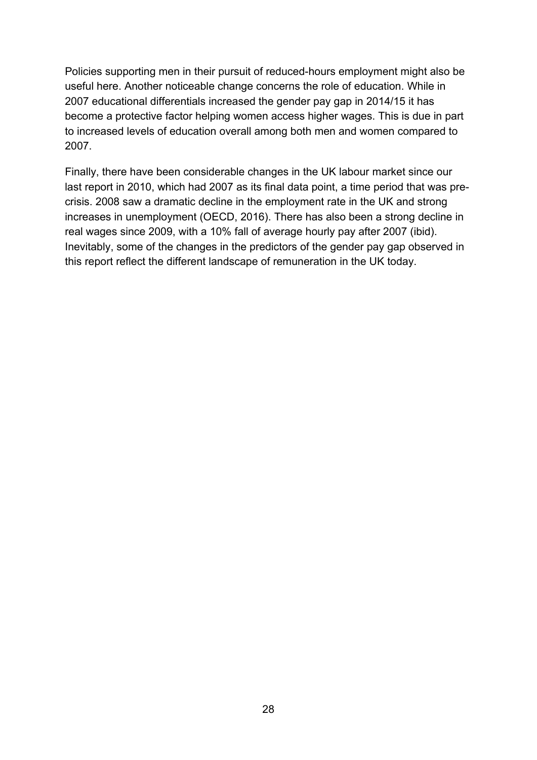Policies supporting men in their pursuit of reduced-hours employment might also be useful here. Another noticeable change concerns the role of education. While in 2007 educational differentials increased the gender pay gap in 2014/15 it has become a protective factor helping women access higher wages. This is due in part to increased levels of education overall among both men and women compared to 2007.

Finally, there have been considerable changes in the UK labour market since our last report in 2010, which had 2007 as its final data point, a time period that was pre-crisis. 2008 saw a dramatic decline in the employment rate in the UK and strong increases in unemployment (OECD, 2016). There has also been a strong decline in real wages since 2009, with a 10% fall of average hourly pay after 2007 (ibid). Inevitably, some of the changes in the predictors of the gender pay gap observed in this report reflect the different landscape of remuneration in the UK today.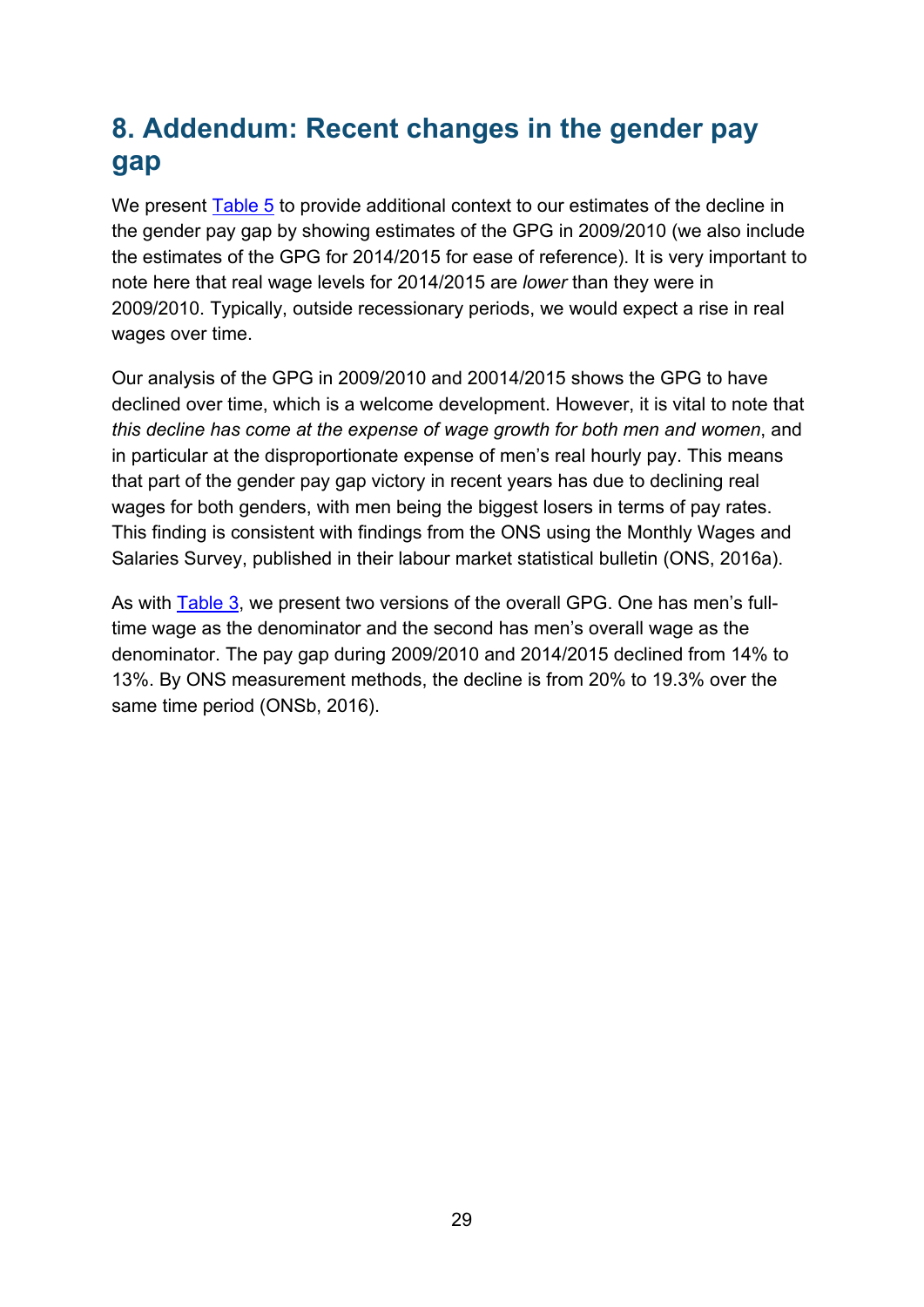# 8. Addendum: Recent changes in the gender pay gap

We present Table 5 to provide additional context to our estimates of the decline in the gender pay gap by showing estimates of the GPG in 2009/2010 (we also include the estimates of the GPG for 2014/2015 for ease of reference). It is very important to note here that real wage levels for 2014/2015 are *lower* than they were in 2009/2010. Typically, outside recessionary periods, we would expect a rise in real wages over time.

Our analysis of the GPG in 2009/2010 and 20014/2015 shows the GPG to have declined over time, which is a welcome development. However, it is vital to note that *this decline has come at the expense of wage growth for both men and women*, and in particular at the disproportionate expense of men's real hourly pay. This means that part of the gender pay gap victory in recent years has due to declining real wages for both genders, with men being the biggest losers in terms of pay rates. This finding is consistent with findings from the ONS using the Monthly Wages and Salaries Survey, published in their labour market statistical bulletin (ONS, 2016a).

As with Table 3, we present two versions of the overall GPG. One has men's full-time wage as the denominator and the second has men's overall wage as the denominator. The pay gap during 2009/2010 and 2014/2015 declined from 14% to 13%. By ONS measurement methods, the decline is from 20% to 19.3% over the same time period (ONSb, 2016).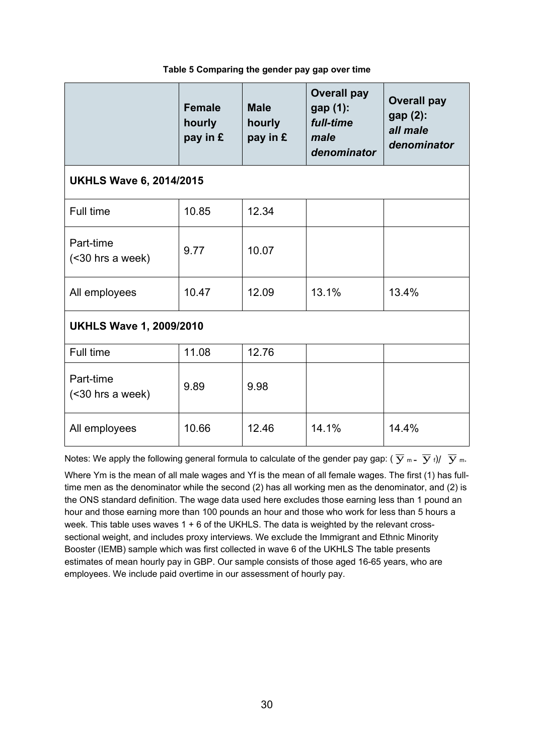**Table 5 Comparing the gender pay gap over time**

| | Female hourly pay in £ | Male hourly pay in £ | Overall pay gap (1): *full-time male denominator* | Overall pay gap (2): *all male denominator* |
|---|---|---|---|---|
| **UKHLS Wave 6, 2014/2015** | | | | |
| Full time | 10.85 | 12.34 | | |
| Part-time (<30 hrs a week) | 9.77 | 10.07 | | |
| All employees | 10.47 | 12.09 | 13.1% | 13.4% |
| **UKHLS Wave 1, 2009/2010** | | | | |
| Full time | 11.08 | 12.76 | | |
| Part-time (<30 hrs a week) | 9.89 | 9.98 | | |
| All employees | 10.66 | 12.46 | 14.1% | 14.4% |

Notes: We apply the following general formula to calculate of the gender pay gap: $(\overline{y}_m - \overline{y}_f)/\ \overline{y}_m$.

Where Ym is the mean of all male wages and Yf is the mean of all female wages. The first (1) has full-time men as the denominator while the second (2) has all working men as the denominator, and (2) is the ONS standard definition. The wage data used here excludes those earning less than 1 pound an hour and those earning more than 100 pounds an hour and those who work for less than 5 hours a week. This table uses waves 1 + 6 of the UKHLS. The data is weighted by the relevant cross-sectional weight, and includes proxy interviews. We exclude the Immigrant and Ethnic Minority Booster (IEMB) sample which was first collected in wave 6 of the UKHLS The table presents estimates of mean hourly pay in GBP. Our sample consists of those aged 16-65 years, who are employees. We include paid overtime in our assessment of hourly pay.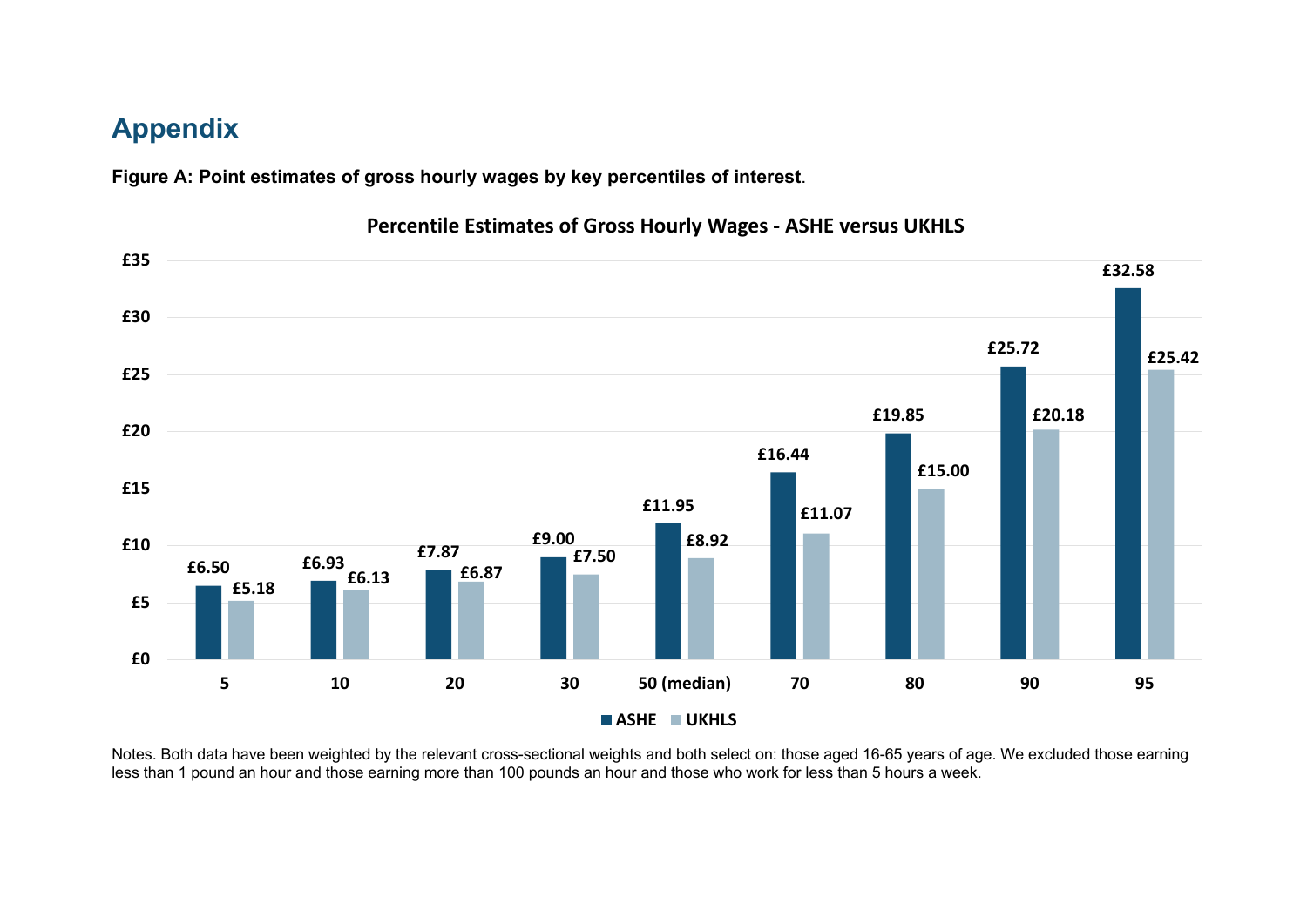# Appendix

**Figure A: Point estimates of gross hourly wages by key percentiles of interest**.

**Percentile Estimates of Gross Hourly Wages - ASHE versus UKHLS**

| Percentile | ASHE | UKHLS |
|---|---|---|
| 5 | £6.50 | £5.18 |
| 10 | £6.93 | £6.13 |
| 20 | £7.87 | £6.87 |
| 30 | £9.00 | £7.50 |
| 50 (median) | £11.95 | £8.92 |
| 70 | £16.44 | £11.07 |
| 80 | £19.85 | £15.00 |
| 90 | £25.72 | £20.18 |
| 95 | £32.58 | £25.42 |

Notes. Both data have been weighted by the relevant cross-sectional weights and both select on: those aged 16-65 years of age. We excluded those earning less than 1 pound an hour and those earning more than 100 pounds an hour and those who work for less than 5 hours a week.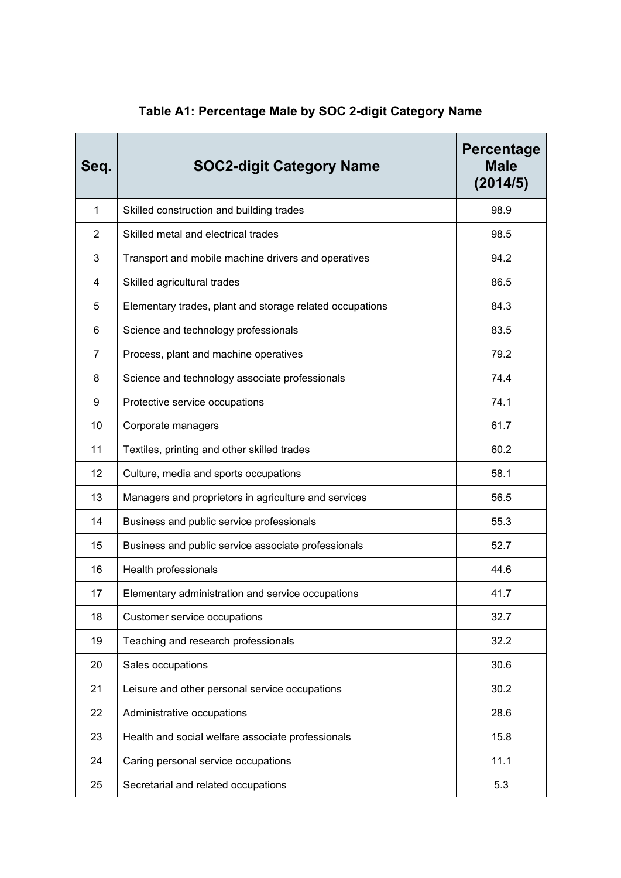### Table A1: Percentage Male by SOC 2-digit Category Name

| Seq. | SOC2-digit Category Name | Percentage Male (2014/5) |
|---|---|---|
| 1 | Skilled construction and building trades | 98.9 |
| 2 | Skilled metal and electrical trades | 98.5 |
| 3 | Transport and mobile machine drivers and operatives | 94.2 |
| 4 | Skilled agricultural trades | 86.5 |
| 5 | Elementary trades, plant and storage related occupations | 84.3 |
| 6 | Science and technology professionals | 83.5 |
| 7 | Process, plant and machine operatives | 79.2 |
| 8 | Science and technology associate professionals | 74.4 |
| 9 | Protective service occupations | 74.1 |
| 10 | Corporate managers | 61.7 |
| 11 | Textiles, printing and other skilled trades | 60.2 |
| 12 | Culture, media and sports occupations | 58.1 |
| 13 | Managers and proprietors in agriculture and services | 56.5 |
| 14 | Business and public service professionals | 55.3 |
| 15 | Business and public service associate professionals | 52.7 |
| 16 | Health professionals | 44.6 |
| 17 | Elementary administration and service occupations | 41.7 |
| 18 | Customer service occupations | 32.7 |
| 19 | Teaching and research professionals | 32.2 |
| 20 | Sales occupations | 30.6 |
| 21 | Leisure and other personal service occupations | 30.2 |
| 22 | Administrative occupations | 28.6 |
| 23 | Health and social welfare associate professionals | 15.8 |
| 24 | Caring personal service occupations | 11.1 |
| 25 | Secretarial and related occupations | 5.3 |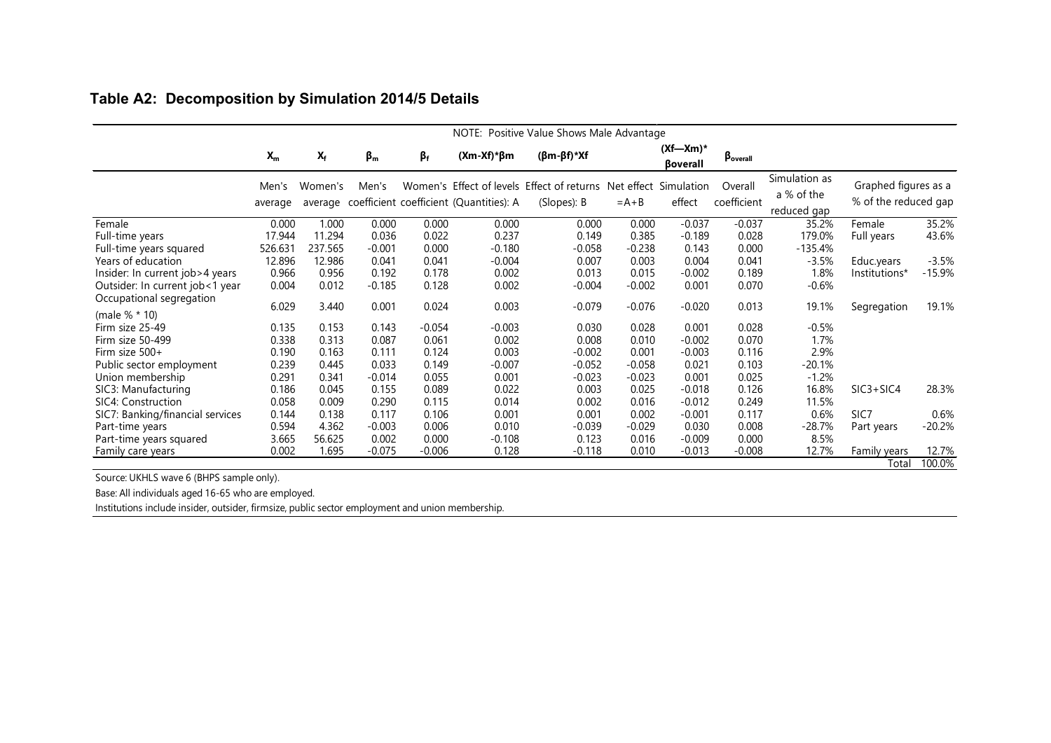## Table A2: Decomposition by Simulation 2014/5 Details

NOTE: Positive Value Shows Male Advantage

| | $X_m$ | $X_f$ | $\beta_m$ | $\beta_f$ | $(Xm-Xf)*\beta m$ | $(\beta m-\beta f)*Xf$ | | $(Xf—Xm)*\beta overall$ | $\beta_{overall}$ | | | |
|---|---|---|---|---|---|---|---|---|---|---|---|---|
| | Men's average | Women's average | Men's coefficient | Women's coefficient | Effect of levels (Quantities): A | Effect of returns (Slopes): B | Net effect =A+B | Simulation effect | Overall coefficient | Simulation as a % of the reduced gap | Graphed figures as a % of the reduced gap | |
| Female | 0.000 | 1.000 | 0.000 | 0.000 | 0.000 | 0.000 | 0.000 | -0.037 | -0.037 | 35.2% | Female | 35.2% |
| Full-time years | 17.944 | 11.294 | 0.036 | 0.022 | 0.237 | 0.149 | 0.385 | -0.189 | 0.028 | 179.0% | Full years | 43.6% |
| Full-time years squared | 526.631 | 237.565 | -0.001 | 0.000 | -0.180 | -0.058 | -0.238 | 0.143 | 0.000 | -135.4% | | |
| Years of education | 12.896 | 12.986 | 0.041 | 0.041 | -0.004 | 0.007 | 0.003 | 0.004 | 0.041 | -3.5% | Educ.years | -3.5% |
| Insider: In current job>4 years | 0.966 | 0.956 | 0.192 | 0.178 | 0.002 | 0.013 | 0.015 | -0.002 | 0.189 | 1.8% | Institutions* | -15.9% |
| Outsider: In current job<1 year | 0.004 | 0.012 | -0.185 | 0.128 | 0.002 | -0.004 | -0.002 | 0.001 | 0.070 | -0.6% | | |
| Occupational segregation (male % * 10) | 6.029 | 3.440 | 0.001 | 0.024 | 0.003 | -0.079 | -0.076 | -0.020 | 0.013 | 19.1% | Segregation | 19.1% |
| Firm size 25-49 | 0.135 | 0.153 | 0.143 | -0.054 | -0.003 | 0.030 | 0.028 | 0.001 | 0.028 | -0.5% | | |
| Firm size 50-499 | 0.338 | 0.313 | 0.087 | 0.061 | 0.002 | 0.008 | 0.010 | -0.002 | 0.070 | 1.7% | | |
| Firm size 500+ | 0.190 | 0.163 | 0.111 | 0.124 | 0.003 | -0.002 | 0.001 | -0.003 | 0.116 | 2.9% | | |
| Public sector employment | 0.239 | 0.445 | 0.033 | 0.149 | -0.007 | -0.052 | -0.058 | 0.021 | 0.103 | -20.1% | | |
| Union membership | 0.291 | 0.341 | -0.014 | 0.055 | 0.001 | -0.023 | -0.023 | 0.001 | 0.025 | -1.2% | | |
| SIC3: Manufacturing | 0.186 | 0.045 | 0.155 | 0.089 | 0.022 | 0.003 | 0.025 | -0.018 | 0.126 | 16.8% | SIC3+SIC4 | 28.3% |
| SIC4: Construction | 0.058 | 0.009 | 0.290 | 0.115 | 0.014 | 0.002 | 0.016 | -0.012 | 0.249 | 11.5% | | |
| SIC7: Banking/financial services | 0.144 | 0.138 | 0.117 | 0.106 | 0.001 | 0.001 | 0.002 | -0.001 | 0.117 | 0.6% | SIC7 | 0.6% |
| Part-time years | 0.594 | 4.362 | -0.003 | 0.006 | 0.010 | -0.039 | -0.029 | 0.030 | 0.008 | -28.7% | Part years | -20.2% |
| Part-time years squared | 3.665 | 56.625 | 0.002 | 0.000 | -0.108 | 0.123 | 0.016 | -0.009 | 0.000 | 8.5% | | |
| Family care years | 0.002 | 1.695 | -0.075 | -0.006 | 0.128 | -0.118 | 0.010 | -0.013 | -0.008 | 12.7% | Family years | 12.7% |
| | | | | | | | | | | | Total | 100.0% |

Source: UKHLS wave 6 (BHPS sample only).

Base: All individuals aged 16-65 who are employed.

Institutions include insider, outsider, firmsize, public sector employment and union membership.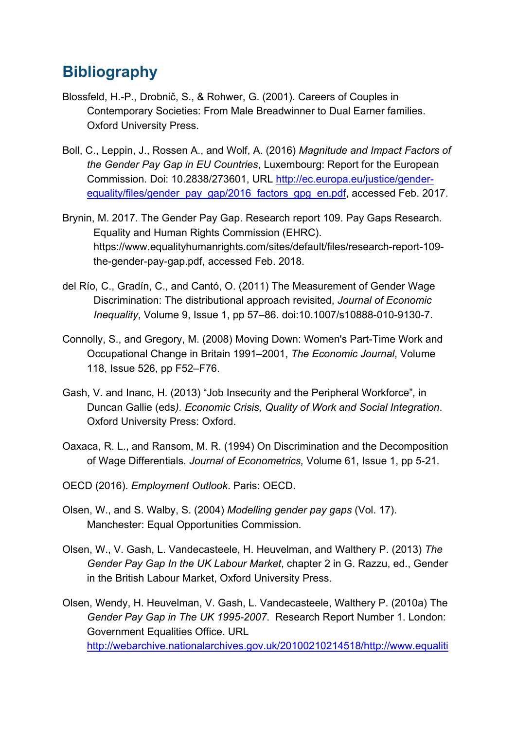## Bibliography

Blossfeld, H.-P., Drobnič, S., & Rohwer, G. (2001). Careers of Couples in Contemporary Societies: From Male Breadwinner to Dual Earner families. Oxford University Press.

Boll, C., Leppin, J., Rossen A., and Wolf, A. (2016) *Magnitude and Impact Factors of the Gender Pay Gap in EU Countries*, Luxembourg: Report for the European Commission. Doi: 10.2838/273601, URL [http://ec.europa.eu/justice/gender-equality/files/gender_pay_gap/2016_factors_gpg_en.pdf](http://ec.europa.eu/justice/gender-equality/files/gender_pay_gap/2016_factors_gpg_en.pdf), accessed Feb. 2017.

Brynin, M. 2017. The Gender Pay Gap. Research report 109. Pay Gaps Research. Equality and Human Rights Commission (EHRC). https://www.equalityhumanrights.com/sites/default/files/research-report-109-the-gender-pay-gap.pdf, accessed Feb. 2018.

del Río, C., Gradín, C., and Cantó, O. (2011) The Measurement of Gender Wage Discrimination: The distributional approach revisited, *Journal of Economic Inequality*, Volume 9, Issue 1, pp 57–86. doi:10.1007/s10888-010-9130-7.

Connolly, S., and Gregory, M. (2008) Moving Down: Women's Part-Time Work and Occupational Change in Britain 1991–2001, *The Economic Journal*, Volume 118, Issue 526, pp F52–F76.

Gash, V. and Inanc, H. (2013) “Job Insecurity and the Peripheral Workforce”, in Duncan Gallie (eds). *Economic Crisis, Quality of Work and Social Integration*. Oxford University Press: Oxford.

Oaxaca, R. L., and Ransom, M. R. (1994) On Discrimination and the Decomposition of Wage Differentials. *Journal of Econometrics,* Volume 61, Issue 1, pp 5-21.

OECD (2016). *Employment Outlook*. Paris: OECD.

Olsen, W., and S. Walby, S. (2004) *Modelling gender pay gaps* (Vol. 17). Manchester: Equal Opportunities Commission.

Olsen, W., V. Gash, L. Vandecasteele, H. Heuvelman, and Walthery P. (2013) *The Gender Pay Gap In the UK Labour Market*, chapter 2 in G. Razzu, ed., Gender in the British Labour Market, Oxford University Press.

Olsen, Wendy, H. Heuvelman, V. Gash, L. Vandecasteele, Walthery P. (2010a) The *Gender Pay Gap in The UK 1995-2007*. Research Report Number 1. London: Government Equalities Office. URL [http://webarchive.nationalarchives.gov.uk/20100210214518/http://www.equaliti](http://webarchive.nationalarchives.gov.uk/20100210214518/http://www.equaliti)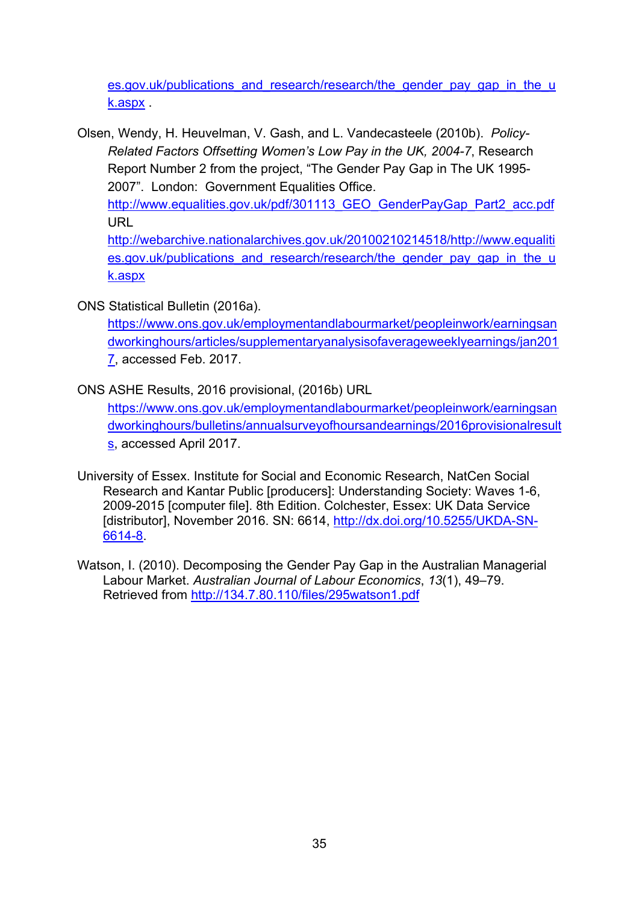es.gov.uk/publications_and_research/research/the_gender_pay_gap_in_the_uk.aspx .

Olsen, Wendy, H. Heuvelman, V. Gash, and L. Vandecasteele (2010b). *Policy-Related Factors Offsetting Women's Low Pay in the UK, 2004-7*, Research Report Number 2 from the project, "The Gender Pay Gap in The UK 1995-2007". London: Government Equalities Office. http://www.equalities.gov.uk/pdf/301113_GEO_GenderPayGap_Part2_acc.pdf URL http://webarchive.nationalarchives.gov.uk/20100210214518/http://www.equalities.gov.uk/publications_and_research/research/the_gender_pay_gap_in_the_uk.aspx

ONS Statistical Bulletin (2016a). https://www.ons.gov.uk/employmentandlabourmarket/peopleinwork/earningsandworkinghours/articles/supplementaryanalysisofaverageweeklyearnings/jan2017, accessed Feb. 2017.

ONS ASHE Results, 2016 provisional, (2016b) URL https://www.ons.gov.uk/employmentandlabourmarket/peopleinwork/earningsandworkinghours/bulletins/annualsurveyofhoursandearnings/2016provisionalresults, accessed April 2017.

University of Essex. Institute for Social and Economic Research, NatCen Social Research and Kantar Public [producers]: Understanding Society: Waves 1-6, 2009-2015 [computer file]. 8th Edition. Colchester, Essex: UK Data Service [distributor], November 2016. SN: 6614, http://dx.doi.org/10.5255/UKDA-SN-6614-8.

Watson, I. (2010). Decomposing the Gender Pay Gap in the Australian Managerial Labour Market. *Australian Journal of Labour Economics*, *13*(1), 49–79. Retrieved from http://134.7.80.110/files/295watson1.pdf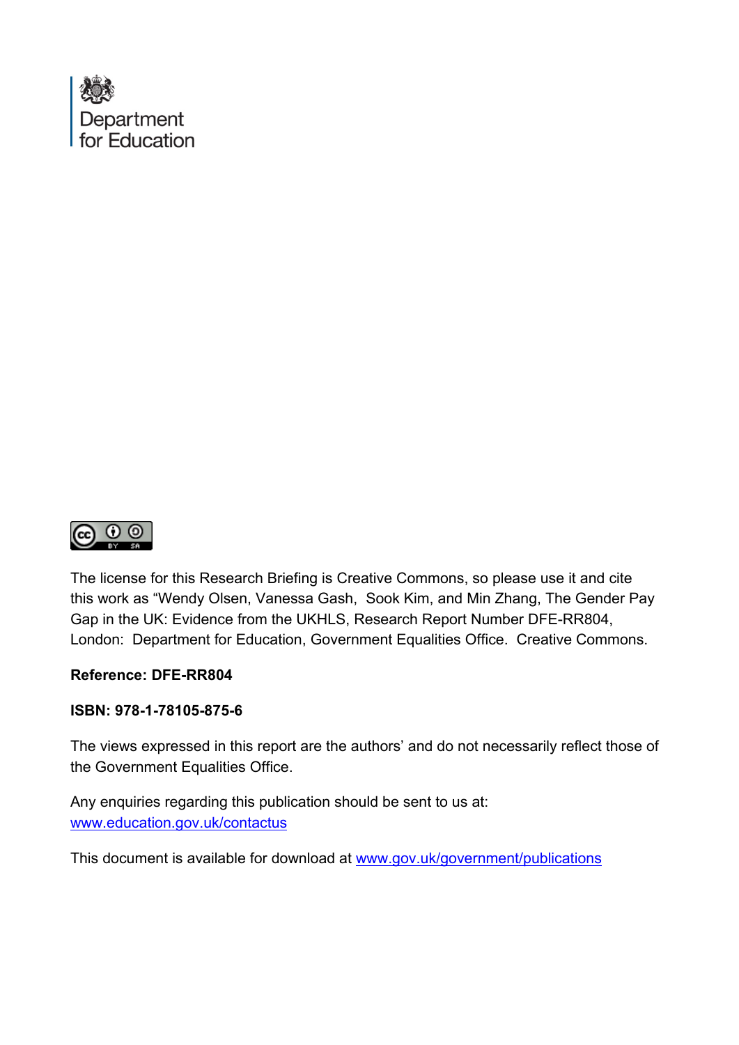Department for Education

The license for this Research Briefing is Creative Commons, so please use it and cite this work as “Wendy Olsen, Vanessa Gash, Sook Kim, and Min Zhang, The Gender Pay Gap in the UK: Evidence from the UKHLS, Research Report Number DFE-RR804, London: Department for Education, Government Equalities Office. Creative Commons.

**Reference: DFE-RR804**

**ISBN: 978-1-78105-875-6**

The views expressed in this report are the authors’ and do not necessarily reflect those of the Government Equalities Office.

Any enquiries regarding this publication should be sent to us at: www.education.gov.uk/contactus

This document is available for download at www.gov.uk/government/publications